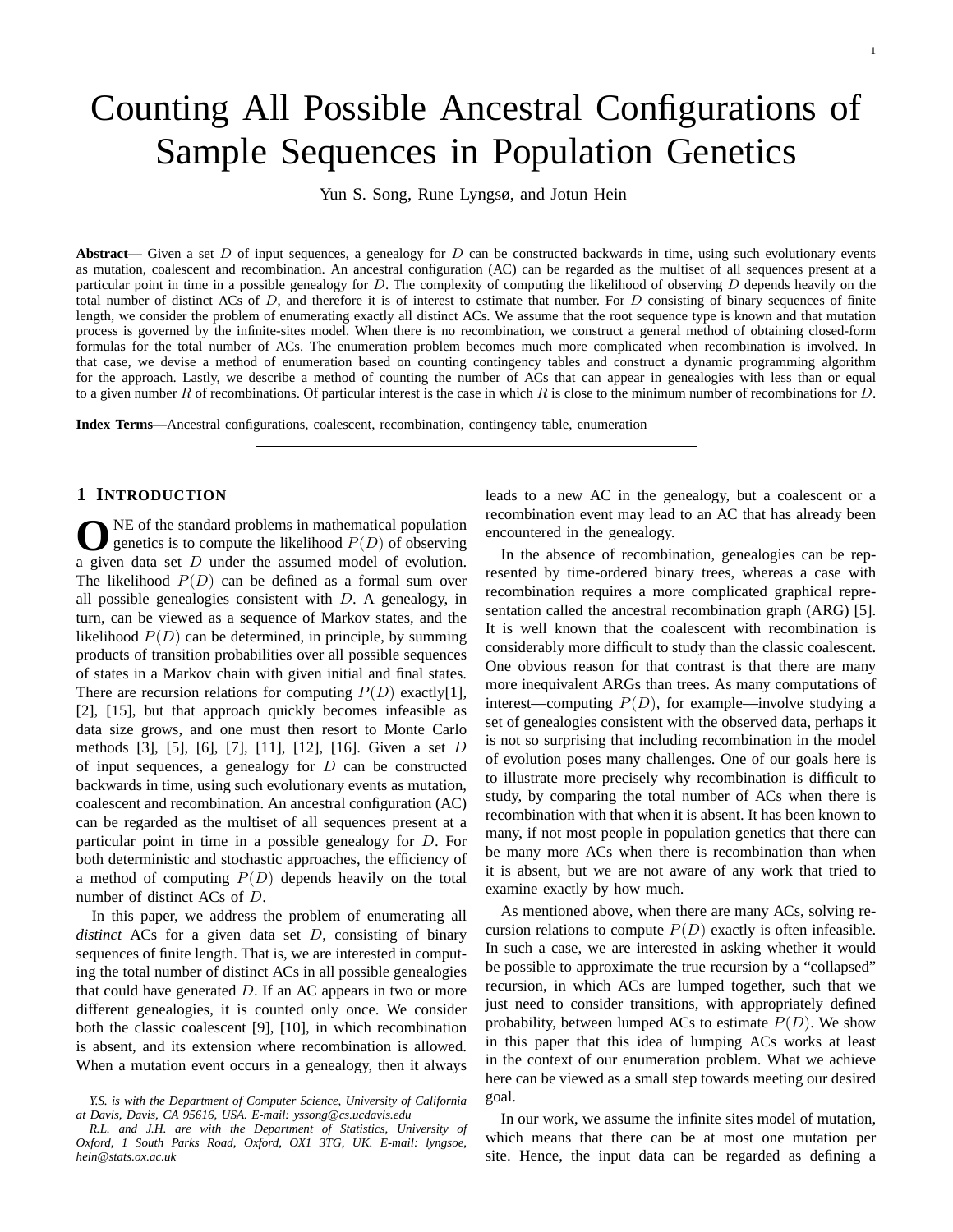# Counting All Possible Ancestral Configurations of Sample Sequences in Population Genetics

Yun S. Song, Rune Lyngsø, and Jotun Hein

**Abstract**— Given a set $D$ of input sequences, a genealogy for $D$ can be constructed backwards in time, using such evolutionary events as mutation, coalescent and recombination. An ancestral configuration (AC) can be regarded as the multiset of all sequences present at a particular point in time in a possible genealogy for $D$. The complexity of computing the likelihood of observing $D$ depends heavily on the total number of distinct ACs of $D$, and therefore it is of interest to estimate that number. For $D$ consisting of binary sequences of finite length, we consider the problem of enumerating exactly all distinct ACs. We assume that the root sequence type is known and that mutation process is governed by the infinite-sites model. When there is no recombination, we construct a general method of obtaining closed-form formulas for the total number of ACs. The enumeration problem becomes much more complicated when recombination is involved. In that case, we devise a method of enumeration based on counting contingency tables and construct a dynamic programming algorithm for the approach. Lastly, we describe a method of counting the number of ACs that can appear in genealogies with less than or equal to a given number $R$ of recombinations. Of particular interest is the case in which $R$ is close to the minimum number of recombinations for $D$.

**Index Terms**—Ancestral configurations, coalescent, recombination, contingency table, enumeration

## 1 Introduction

One of the standard problems in mathematical population genetics is to compute the likelihood $P(D)$ of observing a given data set $D$ under the assumed model of evolution. The likelihood $P(D)$ can be defined as a formal sum over all possible genealogies consistent with $D$. A genealogy, in turn, can be viewed as a sequence of Markov states, and the likelihood $P(D)$ can be determined, in principle, by summing products of transition probabilities over all possible sequences of states in a Markov chain with given initial and final states. There are recursion relations for computing $P(D)$ exactly[1], [2], [15], but that approach quickly becomes infeasible as data size grows, and one must then resort to Monte Carlo methods [3], [5], [6], [7], [11], [12], [16]. Given a set $D$ of input sequences, a genealogy for $D$ can be constructed backwards in time, using such evolutionary events as mutation, coalescent and recombination. An ancestral configuration (AC) can be regarded as the multiset of all sequences present at a particular point in time in a possible genealogy for $D$. For both deterministic and stochastic approaches, the efficiency of a method of computing $P(D)$ depends heavily on the total number of distinct ACs of $D$.

In this paper, we address the problem of enumerating all *distinct* ACs for a given data set $D$, consisting of binary sequences of finite length. That is, we are interested in computing the total number of distinct ACs in all possible genealogies that could have generated $D$. If an AC appears in two or more different genealogies, it is counted only once. We consider both the classic coalescent [9], [10], in which recombination is absent, and its extension where recombination is allowed. When a mutation event occurs in a genealogy, then it always leads to a new AC in the genealogy, but a coalescent or a recombination event may lead to an AC that has already been encountered in the genealogy.

In the absence of recombination, genealogies can be represented by time-ordered binary trees, whereas a case with recombination requires a more complicated graphical representation called the ancestral recombination graph (ARG) [5]. It is well known that the coalescent with recombination is considerably more difficult to study than the classic coalescent. One obvious reason for that contrast is that there are many more inequivalent ARGs than trees. As many computations of interest—computing $P(D)$, for example—involve studying a set of genealogies consistent with the observed data, perhaps it is not so surprising that including recombination in the model of evolution poses many challenges. One of our goals here is to illustrate more precisely why recombination is difficult to study, by comparing the total number of ACs when there is recombination with that when it is absent. It has been known to many, if not most people in population genetics that there can be many more ACs when there is recombination than when it is absent, but we are not aware of any work that tried to examine exactly by how much.

As mentioned above, when there are many ACs, solving recursion relations to compute $P(D)$ exactly is often infeasible. In such a case, we are interested in asking whether it would be possible to approximate the true recursion by a "collapsed" recursion, in which ACs are lumped together, such that we just need to consider transitions, with appropriately defined probability, between lumped ACs to estimate $P(D)$. We show in this paper that this idea of lumping ACs works at least in the context of our enumeration problem. What we achieve here can be viewed as a small step towards meeting our desired goal.

In our work, we assume the infinite sites model of mutation, which means that there can be at most one mutation per site. Hence, the input data can be regarded as defining a

*Y.S. is with the Department of Computer Science, University of California at Davis, Davis, CA 95616, USA. E-mail: yssong@cs.ucdavis.edu*

*R.L. and J.H. are with the Department of Statistics, University of Oxford, 1 South Parks Road, Oxford, OX1 3TG, UK. E-mail: lyngsoe, hein@stats.ox.ac.uk*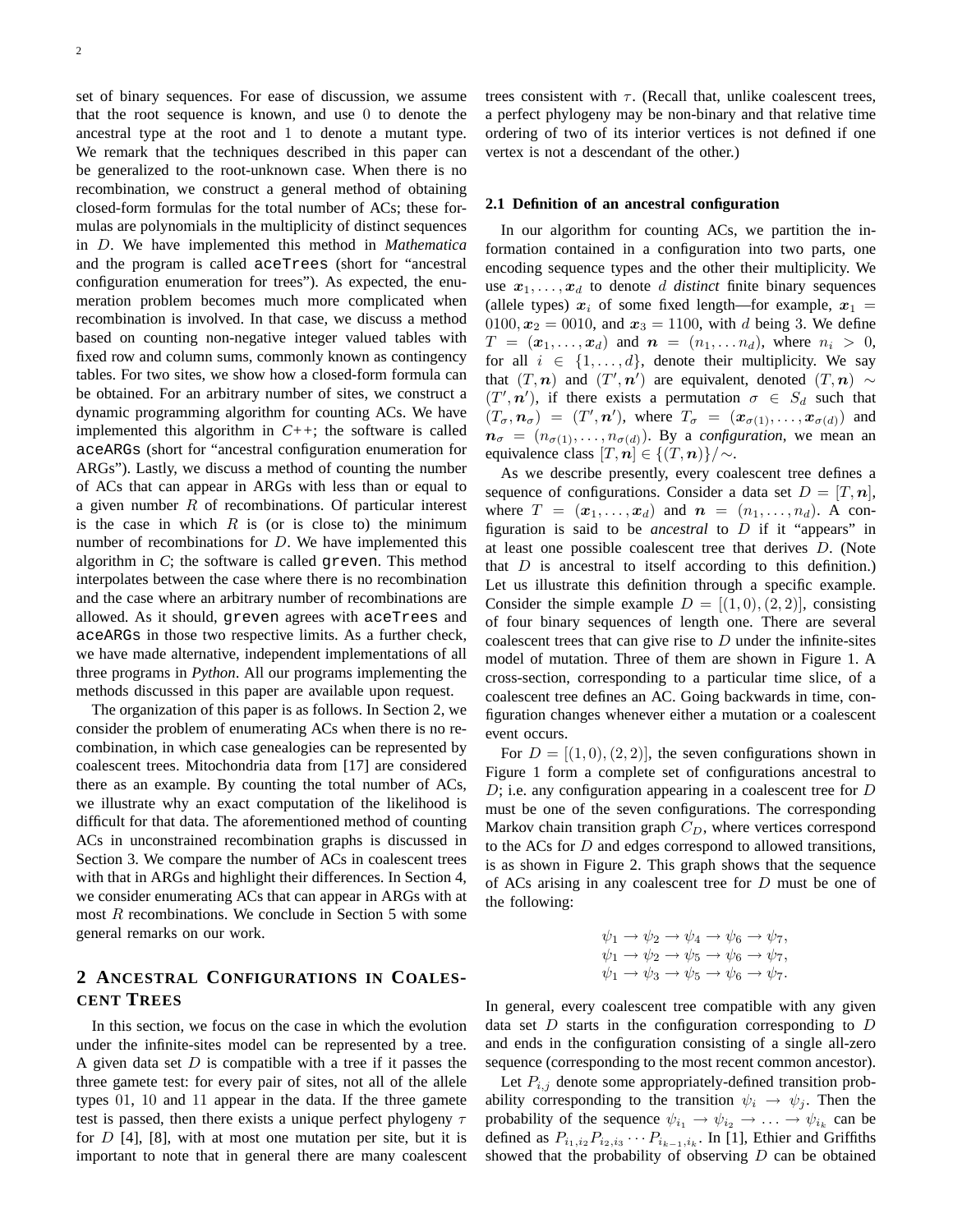set of binary sequences. For ease of discussion, we assume that the root sequence is known, and use 0 to denote the ancestral type at the root and 1 to denote a mutant type. We remark that the techniques described in this paper can be generalized to the root-unknown case. When there is no recombination, we construct a general method of obtaining closed-form formulas for the total number of ACs; these formulas are polynomials in the multiplicity of distinct sequences in $D$. We have implemented this method in *Mathematica* and the program is called `aceTrees` (short for "ancestral configuration enumeration for trees"). As expected, the enumeration problem becomes much more complicated when recombination is involved. In that case, we discuss a method based on counting non-negative integer valued tables with fixed row and column sums, commonly known as contingency tables. For two sites, we show how a closed-form formula can be obtained. For an arbitrary number of sites, we construct a dynamic programming algorithm for counting ACs. We have implemented this algorithm in *C++*; the software is called `aceARGs` (short for "ancestral configuration enumeration for ARGs"). Lastly, we discuss a method of counting the number of ACs that can appear in ARGs with less than or equal to a given number $R$ of recombinations. Of particular interest is the case in which $R$ is (or is close to) the minimum number of recombinations for $D$. We have implemented this algorithm in *C*; the software is called `greven`. This method interpolates between the case where there is no recombination and the case where an arbitrary number of recombinations are allowed. As it should, `greven` agrees with `aceTrees` and `aceARGs` in those two respective limits. As a further check, we have made alternative, independent implementations of all three programs in *Python*. All our programs implementing the methods discussed in this paper are available upon request.

The organization of this paper is as follows. In Section 2, we consider the problem of enumerating ACs when there is no recombination, in which case genealogies can be represented by coalescent trees. Mitochondria data from [17] are considered there as an example. By counting the total number of ACs, we illustrate why an exact computation of the likelihood is difficult for that data. The aforementioned method of counting ACs in unconstrained recombination graphs is discussed in Section 3. We compare the number of ACs in coalescent trees with that in ARGs and highlight their differences. In Section 4, we consider enumerating ACs that can appear in ARGs with at most $R$ recombinations. We conclude in Section 5 with some general remarks on our work.

## 2 Ancestral Configurations in Coalescent Trees

In this section, we focus on the case in which the evolution under the infinite-sites model can be represented by a tree. A given data set $D$ is compatible with a tree if it passes the three gamete test: for every pair of sites, not all of the allele types 01, 10 and 11 appear in the data. If the three gamete test is passed, then there exists a unique perfect phylogeny $\tau$ for $D$ [4], [8], with at most one mutation per site, but it is important to note that in general there are many coalescent trees consistent with $\tau$. (Recall that, unlike coalescent trees, a perfect phylogeny may be non-binary and that relative time ordering of two of its interior vertices is not defined if one vertex is not a descendant of the other.)

### 2.1 Definition of an ancestral configuration

In our algorithm for counting ACs, we partition the information contained in a configuration into two parts, one encoding sequence types and the other their multiplicity. We use $\boldsymbol{x}_1, \ldots, \boldsymbol{x}_d$ to denote $d$ *distinct* finite binary sequences (allele types) $\boldsymbol{x}_i$ of some fixed length—for example, $\boldsymbol{x}_1 = 0100, \boldsymbol{x}_2 = 0010$, and $\boldsymbol{x}_3 = 1100$, with $d$ being 3. We define $T = (\boldsymbol{x}_1, \ldots, \boldsymbol{x}_d)$ and $\boldsymbol{n} = (n_1, \ldots n_d)$, where $n_i > 0$, for all $i \in \{1, \ldots, d\}$, denote their multiplicity. We say that $(T, \boldsymbol{n})$ and $(T', \boldsymbol{n}')$ are equivalent, denoted $(T, \boldsymbol{n}) \sim (T', \boldsymbol{n}')$, if there exists a permutation $\sigma \in S_d$ such that $(T_\sigma, \boldsymbol{n}_\sigma) = (T', \boldsymbol{n}')$, where $T_\sigma = (\boldsymbol{x}_{\sigma(1)}, \ldots, \boldsymbol{x}_{\sigma(d)})$ and $\boldsymbol{n}_\sigma = (n_{\sigma(1)}, \ldots, n_{\sigma(d)})$. By a *configuration*, we mean an equivalence class $[T, \boldsymbol{n}] \in \{(T, \boldsymbol{n})\}/\sim$.

As we describe presently, every coalescent tree defines a sequence of configurations. Consider a data set $D = [T, \boldsymbol{n}]$, where $T = (\boldsymbol{x}_1, \ldots, \boldsymbol{x}_d)$ and $\boldsymbol{n} = (n_1, \ldots, n_d)$. A configuration is said to be *ancestral* to $D$ if it "appears" in at least one possible coalescent tree that derives $D$. (Note that $D$ is ancestral to itself according to this definition.) Let us illustrate this definition through a specific example. Consider the simple example $D = [(1, 0), (2, 2)]$, consisting of four binary sequences of length one. There are several coalescent trees that can give rise to $D$ under the infinite-sites model of mutation. Three of them are shown in Figure 1. A cross-section, corresponding to a particular time slice, of a coalescent tree defines an AC. Going backwards in time, configuration changes whenever either a mutation or a coalescent event occurs.

For $D = [(1, 0), (2, 2)]$, the seven configurations shown in Figure 1 form a complete set of configurations ancestral to $D$; i.e. any configuration appearing in a coalescent tree for $D$ must be one of the seven configurations. The corresponding Markov chain transition graph $C_D$, where vertices correspond to the ACs for $D$ and edges correspond to allowed transitions, is as shown in Figure 2. This graph shows that the sequence of ACs arising in any coalescent tree for $D$ must be one of the following:

$$
\begin{aligned}
&\psi_1 \to \psi_2 \to \psi_4 \to \psi_6 \to \psi_7, \\
&\psi_1 \to \psi_2 \to \psi_5 \to \psi_6 \to \psi_7, \\
&\psi_1 \to \psi_3 \to \psi_5 \to \psi_6 \to \psi_7.
\end{aligned}
$$

In general, every coalescent tree compatible with any given data set $D$ starts in the configuration corresponding to $D$ and ends in the configuration consisting of a single all-zero sequence (corresponding to the most recent common ancestor).

Let $P_{i,j}$ denote some appropriately-defined transition probability corresponding to the transition $\psi_i \to \psi_j$. Then the probability of the sequence $\psi_{i_1} \to \psi_{i_2} \to \ldots \to \psi_{i_k}$ can be defined as $P_{i_1,i_2} P_{i_2,i_3} \cdots P_{i_{k-1},i_k}$. In [1], Ethier and Griffiths showed that the probability of observing $D$ can be obtained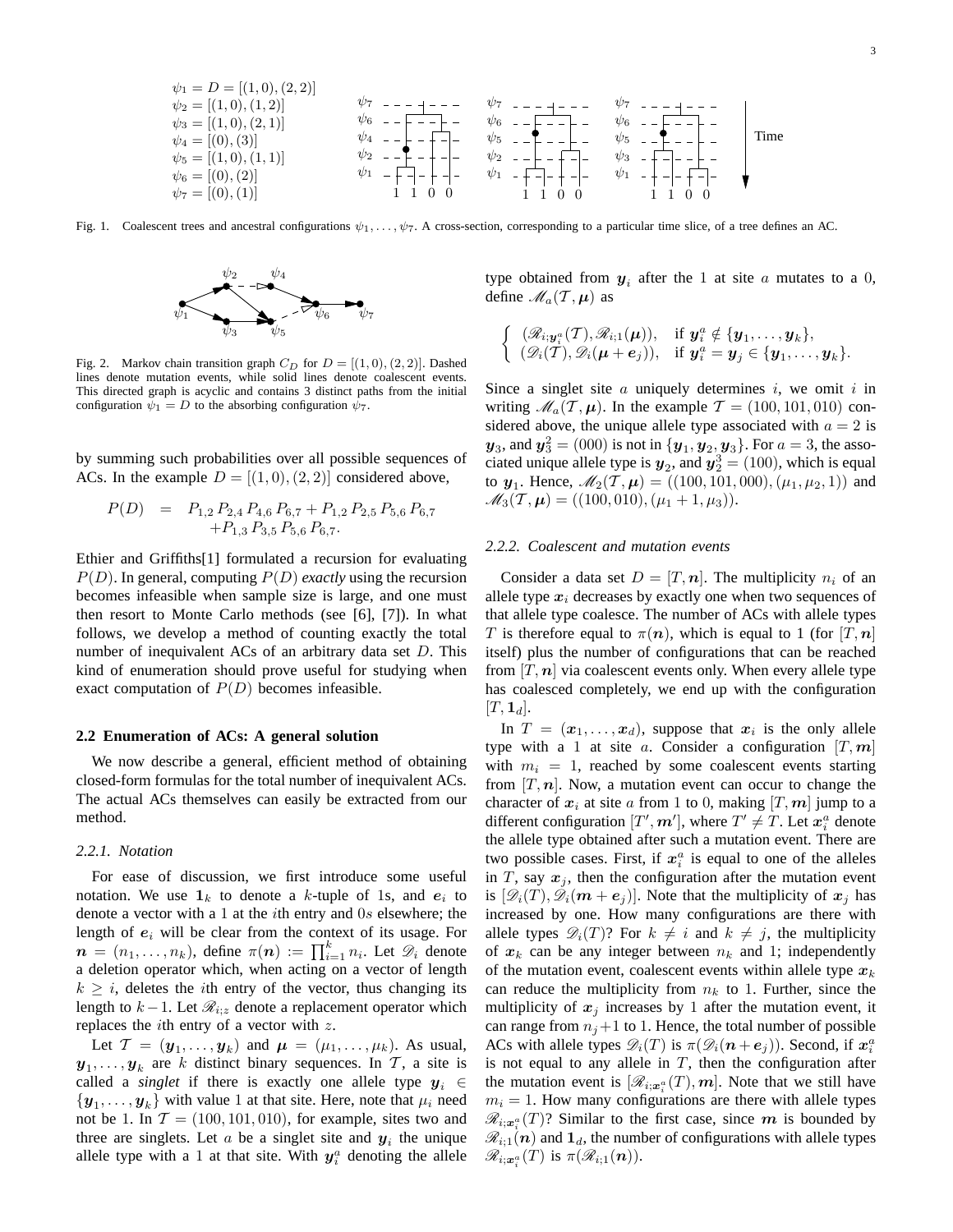$\psi_1 = D = [(1,0),(2,2)]$
$\psi_2 = [(1,0),(1,2)]$
$\psi_3 = [(1,0),(2,1)]$
$\psi_4 = [(0),(3)]$
$\psi_5 = [(1,0),(1,1)]$
$\psi_6 = [(0),(2)]$
$\psi_7 = [(0),(1)]$

Fig. 1. Coalescent trees and ancestral configurations $\psi_1, \ldots, \psi_7$. A cross-section, corresponding to a particular time slice, of a tree defines an AC.

Fig. 2. Markov chain transition graph $C_D$ for $D = [(1,0),(2,2)]$. Dashed lines denote mutation events, while solid lines denote coalescent events. This directed graph is acyclic and contains 3 distinct paths from the initial configuration $\psi_1 = D$ to the absorbing configuration $\psi_7$.

by summing such probabilities over all possible sequences of ACs. In the example $D = [(1,0),(2,2)]$ considered above,

$$P(D) = P_{1,2}\,P_{2,4}\,P_{4,6}\,P_{6,7} + P_{1,2}\,P_{2,5}\,P_{5,6}\,P_{6,7} + P_{1,3}\,P_{3,5}\,P_{5,6}\,P_{6,7}.$$

Ethier and Griffiths[1] formulated a recursion for evaluating $P(D)$. In general, computing $P(D)$ *exactly* using the recursion becomes infeasible when sample size is large, and one must then resort to Monte Carlo methods (see [6], [7]). In what follows, we develop a method of counting exactly the total number of inequivalent ACs of an arbitrary data set $D$. This kind of enumeration should prove useful for studying when exact computation of $P(D)$ becomes infeasible.

### 2.2 Enumeration of ACs: A general solution

We now describe a general, efficient method of obtaining closed-form formulas for the total number of inequivalent ACs. The actual ACs themselves can easily be extracted from our method.

#### *2.2.1. Notation*

For ease of discussion, we first introduce some useful notation. We use $\mathbf{1}_k$ to denote a $k$-tuple of 1s, and $\boldsymbol{e}_i$ to denote a vector with a 1 at the $i$th entry and 0s elsewhere; the length of $\boldsymbol{e}_i$ will be clear from the context of its usage. For $\boldsymbol{n} = (n_1, \ldots, n_k)$, define $\pi(\boldsymbol{n}) := \prod_{i=1}^{k} n_i$. Let $\mathscr{D}_i$ denote a deletion operator which, when acting on a vector of length $k \geq i$, deletes the $i$th entry of the vector, thus changing its length to $k-1$. Let $\mathscr{R}_{i;z}$ denote a replacement operator which replaces the $i$th entry of a vector with $z$.

Let $\mathcal{T} = (\boldsymbol{y}_1, \ldots, \boldsymbol{y}_k)$ and $\boldsymbol{\mu} = (\mu_1, \ldots, \mu_k)$. As usual, $\boldsymbol{y}_1, \ldots, \boldsymbol{y}_k$ are $k$ distinct binary sequences. In $\mathcal{T}$, a site is called a *singlet* if there is exactly one allele type $\boldsymbol{y}_i \in \{\boldsymbol{y}_1, \ldots, \boldsymbol{y}_k\}$ with value 1 at that site. Here, note that $\mu_i$ need not be 1. In $\mathcal{T} = (100, 101, 010)$, for example, sites two and three are singlets. Let $a$ be a singlet site and $\boldsymbol{y}_i$ the unique allele type with a 1 at that site. With $\boldsymbol{y}_i^a$ denoting the allele type obtained from $\boldsymbol{y}_i$ after the 1 at site $a$ mutates to a 0, define $\mathscr{M}_a(\mathcal{T}, \boldsymbol{\mu})$ as

$$\begin{cases} (\mathscr{R}_{i;\boldsymbol{y}_i^a}(\mathcal{T}), \mathscr{R}_{i;1}(\boldsymbol{\mu})), & \text{if } \boldsymbol{y}_i^a \notin \{\boldsymbol{y}_1, \ldots, \boldsymbol{y}_k\}, \\ (\mathscr{D}_i(\mathcal{T}), \mathscr{D}_i(\boldsymbol{\mu} + \boldsymbol{e}_j)), & \text{if } \boldsymbol{y}_i^a = \boldsymbol{y}_j \in \{\boldsymbol{y}_1, \ldots, \boldsymbol{y}_k\}. \end{cases}$$

Since a singlet site $a$ uniquely determines $i$, we omit $i$ in writing $\mathscr{M}_a(\mathcal{T}, \boldsymbol{\mu})$. In the example $\mathcal{T} = (100, 101, 010)$ considered above, the unique allele type associated with $a = 2$ is $\boldsymbol{y}_3$, and $\boldsymbol{y}_3^2 = (000)$ is not in $\{\boldsymbol{y}_1, \boldsymbol{y}_2, \boldsymbol{y}_3\}$. For $a = 3$, the associated unique allele type is $\boldsymbol{y}_2$, and $\boldsymbol{y}_2^3 = (100)$, which is equal to $\boldsymbol{y}_1$. Hence, $\mathscr{M}_2(\mathcal{T}, \boldsymbol{\mu}) = ((100, 101, 000), (\mu_1, \mu_2, 1))$ and $\mathscr{M}_3(\mathcal{T}, \boldsymbol{\mu}) = ((100, 010), (\mu_1 + 1, \mu_3))$.

#### *2.2.2. Coalescent and mutation events*

Consider a data set $D = [T, \boldsymbol{n}]$. The multiplicity $n_i$ of an allele type $\boldsymbol{x}_i$ decreases by exactly one when two sequences of that allele type coalesce. The number of ACs with allele types $T$ is therefore equal to $\pi(\boldsymbol{n})$, which is equal to 1 (for $[T, \boldsymbol{n}]$ itself) plus the number of configurations that can be reached from $[T, \boldsymbol{n}]$ via coalescent events only. When every allele type has coalesced completely, we end up with the configuration $[T, \mathbf{1}_d]$.

In $T = (\boldsymbol{x}_1, \ldots, \boldsymbol{x}_d)$, suppose that $\boldsymbol{x}_i$ is the only allele type with a 1 at site $a$. Consider a configuration $[T, \boldsymbol{m}]$ with $m_i = 1$, reached by some coalescent events starting from $[T, \boldsymbol{n}]$. Now, a mutation event can occur to change the character of $\boldsymbol{x}_i$ at site $a$ from 1 to 0, making $[T, \boldsymbol{m}]$ jump to a different configuration $[T', \boldsymbol{m}']$, where $T' \neq T$. Let $\boldsymbol{x}_i^a$ denote the allele type obtained after such a mutation event. There are two possible cases. First, if $\boldsymbol{x}_i^a$ is equal to one of the alleles in $T$, say $\boldsymbol{x}_j$, then the configuration after the mutation event is $[\mathscr{D}_i(T), \mathscr{D}_i(\boldsymbol{m} + \boldsymbol{e}_j)]$. Note that the multiplicity of $\boldsymbol{x}_j$ has increased by one. How many configurations are there with allele types $\mathscr{D}_i(T)$? For $k \neq i$ and $k \neq j$, the multiplicity of $\boldsymbol{x}_k$ can be any integer between $n_k$ and 1; independently of the mutation event, coalescent events within allele type $\boldsymbol{x}_k$ can reduce the multiplicity from $n_k$ to 1. Further, since the multiplicity of $\boldsymbol{x}_j$ increases by 1 after the mutation event, it can range from $n_j + 1$ to 1. Hence, the total number of possible ACs with allele types $\mathscr{D}_i(T)$ is $\pi(\mathscr{D}_i(\boldsymbol{n} + \boldsymbol{e}_j))$. Second, if $\boldsymbol{x}_i^a$ is not equal to any allele in $T$, then the configuration after the mutation event is $[\mathscr{R}_{i;\boldsymbol{x}_i^a}(T), \boldsymbol{m}]$. Note that we still have $m_i = 1$. How many configurations are there with allele types $\mathscr{R}_{i;\boldsymbol{x}_i^a}(T)$? Similar to the first case, since $\boldsymbol{m}$ is bounded by $\mathscr{R}_{i;1}(\boldsymbol{n})$ and $\mathbf{1}_d$, the number of configurations with allele types $\mathscr{R}_{i;\boldsymbol{x}_i^a}(T)$ is $\pi(\mathscr{R}_{i;1}(\boldsymbol{n}))$.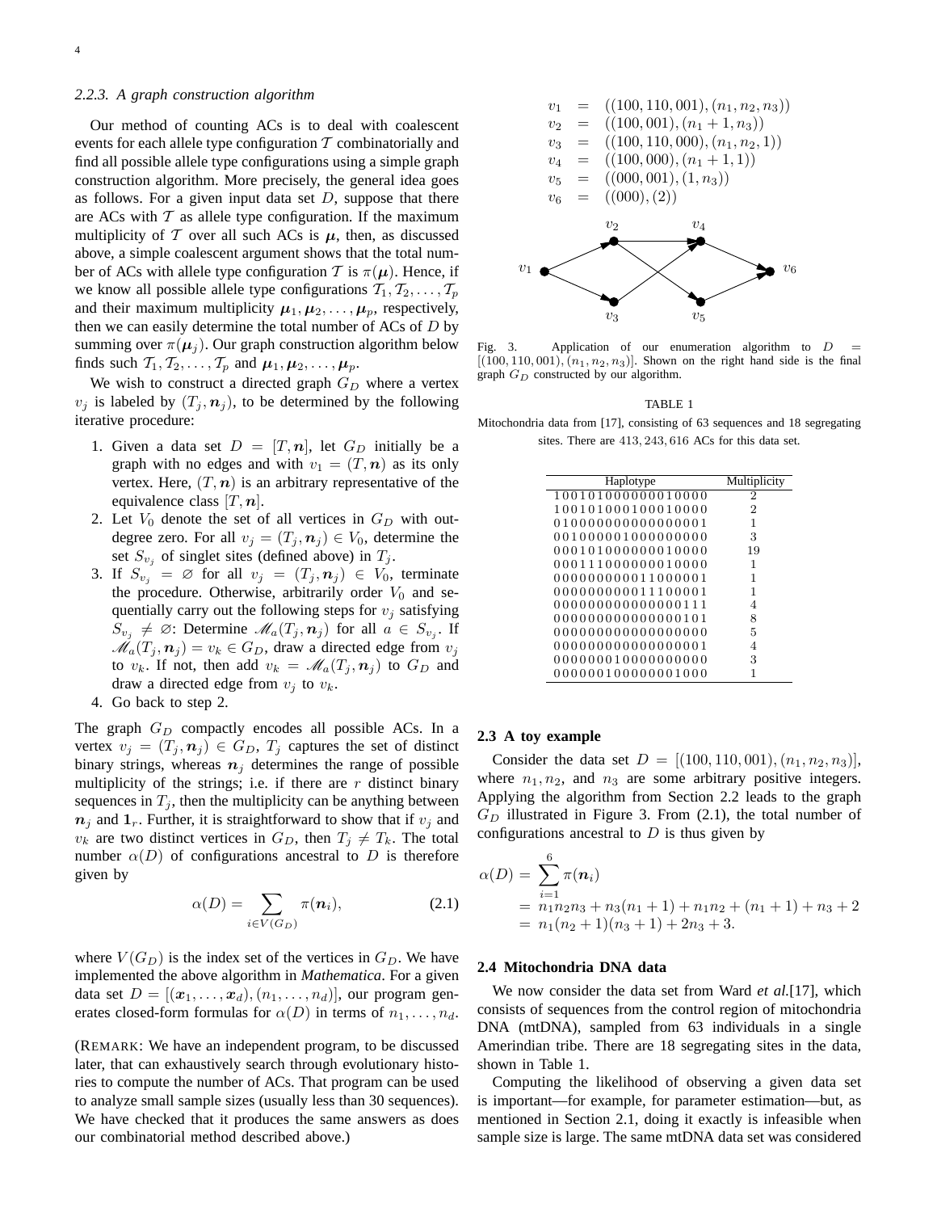### 2.2.3. A graph construction algorithm

Our method of counting ACs is to deal with coalescent events for each allele type configuration $\mathcal{T}$ combinatorially and find all possible allele type configurations using a simple graph construction algorithm. More precisely, the general idea goes as follows. For a given input data set $D$, suppose that there are ACs with $\mathcal{T}$ as allele type configuration. If the maximum multiplicity of $\mathcal{T}$ over all such ACs is $\boldsymbol{\mu}$, then, as discussed above, a simple coalescent argument shows that the total number of ACs with allele type configuration $\mathcal{T}$ is $\pi(\boldsymbol{\mu})$. Hence, if we know all possible allele type configurations $\mathcal{T}_1, \mathcal{T}_2, \ldots, \mathcal{T}_p$ and their maximum multiplicity $\boldsymbol{\mu}_1, \boldsymbol{\mu}_2, \ldots, \boldsymbol{\mu}_p$, respectively, then we can easily determine the total number of ACs of $D$ by summing over $\pi(\boldsymbol{\mu}_j)$. Our graph construction algorithm below finds such $\mathcal{T}_1, \mathcal{T}_2, \ldots, \mathcal{T}_p$ and $\boldsymbol{\mu}_1, \boldsymbol{\mu}_2, \ldots, \boldsymbol{\mu}_p$.

We wish to construct a directed graph $G_D$ where a vertex $v_j$ is labeled by $(T_j, \boldsymbol{n}_j)$, to be determined by the following iterative procedure:

1. Given a data set $D = [T, \boldsymbol{n}]$, let $G_D$ initially be a graph with no edges and with $v_1 = (T, \boldsymbol{n})$ as its only vertex. Here, $(T, \boldsymbol{n})$ is an arbitrary representative of the equivalence class $[T, \boldsymbol{n}]$.
2. Let $V_0$ denote the set of all vertices in $G_D$ with out-degree zero. For all $v_j = (T_j, \boldsymbol{n}_j) \in V_0$, determine the set $S_{v_j}$ of singlet sites (defined above) in $T_j$.
3. If $S_{v_j} = \varnothing$ for all $v_j = (T_j, \boldsymbol{n}_j) \in V_0$, terminate the procedure. Otherwise, arbitrarily order $V_0$ and sequentially carry out the following steps for $v_j$ satisfying $S_{v_j} \neq \varnothing$: Determine $\mathscr{M}_a(T_j, \boldsymbol{n}_j)$ for all $a \in S_{v_j}$. If $\mathscr{M}_a(T_j, \boldsymbol{n}_j) = v_k \in G_D$, draw a directed edge from $v_j$ to $v_k$. If not, then add $v_k = \mathscr{M}_a(T_j, \boldsymbol{n}_j)$ to $G_D$ and draw a directed edge from $v_j$ to $v_k$.
4. Go back to step 2.

The graph $G_D$ compactly encodes all possible ACs. In a vertex $v_j = (T_j, \boldsymbol{n}_j) \in G_D$, $T_j$ captures the set of distinct binary strings, whereas $\boldsymbol{n}_j$ determines the range of possible multiplicity of the strings; i.e. if there are $r$ distinct binary sequences in $T_j$, then the multiplicity can be anything between $\boldsymbol{n}_j$ and $\mathbf{1}_r$. Further, it is straightforward to show that if $v_j$ and $v_k$ are two distinct vertices in $G_D$, then $T_j \neq T_k$. The total number $\alpha(D)$ of configurations ancestral to $D$ is therefore given by

$$\alpha(D) = \sum_{i \in V(G_D)} \pi(\boldsymbol{n}_i), \tag{2.1}$$

where $V(G_D)$ is the index set of the vertices in $G_D$. We have implemented the above algorithm in *Mathematica*. For a given data set $D = [(\boldsymbol{x}_1, \ldots, \boldsymbol{x}_d), (n_1, \ldots, n_d)]$, our program generates closed-form formulas for $\alpha(D)$ in terms of $n_1, \ldots, n_d$.

(REMARK: We have an independent program, to be discussed later, that can exhaustively search through evolutionary histories to compute the number of ACs. That program can be used to analyze small sample sizes (usually less than 30 sequences). We have checked that it produces the same answers as does our combinatorial method described above.)

$$
\begin{aligned}
v_1 &= ((100, 110, 001), (n_1, n_2, n_3)) \\
v_2 &= ((100, 001), (n_1+1, n_3)) \\
v_3 &= ((100, 110, 000), (n_1, n_2, 1)) \\
v_4 &= ((100, 000), (n_1+1, 1)) \\
v_5 &= ((000, 001), (1, n_3)) \\
v_6 &= ((000), (2))
\end{aligned}
$$

Fig. 3. Application of our enumeration algorithm to $D = [(100, 110, 001), (n_1, n_2, n_3)]$. Shown on the right hand side is the final graph $G_D$ constructed by our algorithm.

TABLE 1

Mitochondria data from [17], consisting of 63 sequences and 18 segregating sites. There are 413, 243, 616 ACs for this data set.

| Haplotype | Multiplicity |
|---|---|
| 100101000000010000 | 2 |
| 100101000100010000 | 2 |
| 010000000000000001 | 1 |
| 001000001000000000 | 3 |
| 000101000000010000 | 19 |
| 000111000000010000 | 1 |
| 000000000011000001 | 1 |
| 000000000011100001 | 1 |
| 000000000000000111 | 4 |
| 000000000000000101 | 8 |
| 000000000000000000 | 5 |
| 000000000000000001 | 4 |
| 000000010000000000 | 3 |
| 000000100000001000 | 1 |

## 2.3 A toy example

Consider the data set $D = [(100, 110, 001), (n_1, n_2, n_3)]$, where $n_1, n_2$, and $n_3$ are some arbitrary positive integers. Applying the algorithm from Section 2.2 leads to the graph $G_D$ illustrated in Figure 3. From (2.1), the total number of configurations ancestral to $D$ is thus given by

$$
\begin{aligned}
\alpha(D) &= \sum_{i=1}^{6} \pi(\boldsymbol{n}_i) \\
&= n_1 n_2 n_3 + n_3(n_1+1) + n_1 n_2 + (n_1+1) + n_3 + 2 \\
&= n_1(n_2+1)(n_3+1) + 2n_3 + 3.
\end{aligned}
$$

## 2.4 Mitochondria DNA data

We now consider the data set from Ward *et al.*[17], which consists of sequences from the control region of mitochondria DNA (mtDNA), sampled from 63 individuals in a single Amerindian tribe. There are 18 segregating sites in the data, shown in Table 1.

Computing the likelihood of observing a given data set is important—for example, for parameter estimation—but, as mentioned in Section 2.1, doing it exactly is infeasible when sample size is large. The same mtDNA data set was considered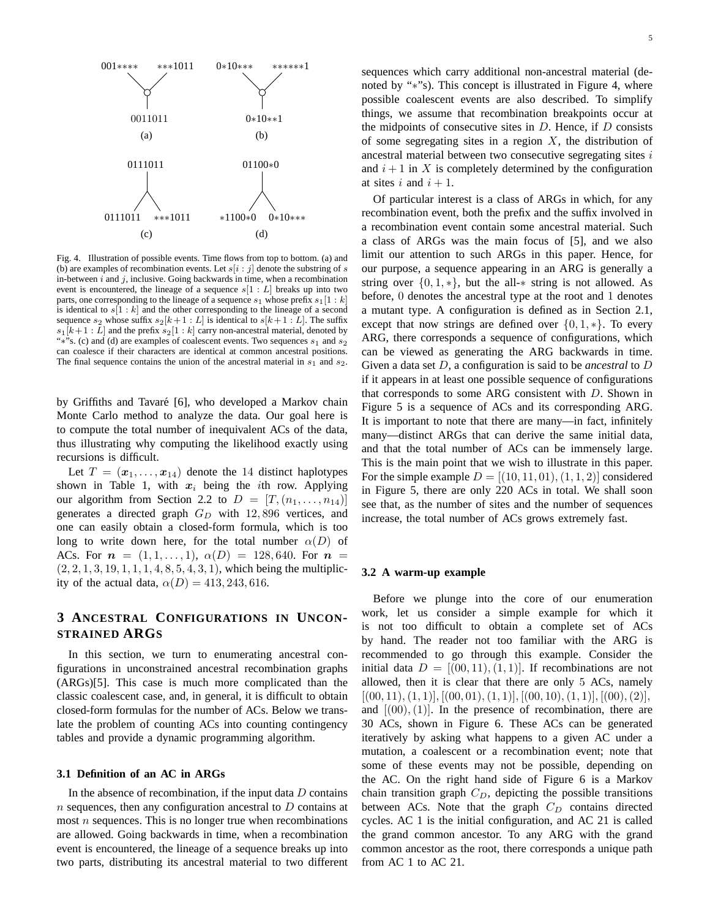001∗∗∗∗ ∗∗∗1011 → 0011011 (a)

0∗10∗∗∗ ∗∗∗∗∗∗1 → 0∗10∗∗1 (b)

0111011 → 0111011 ∗∗∗1011 (c)

01100∗0 → ∗1100∗0 0∗10∗∗∗ (d)

Fig. 4. Illustration of possible events. Time flows from top to bottom. (a) and (b) are examples of recombination events. Let $s[i:j]$ denote the substring of $s$ in-between $i$ and $j$, inclusive. Going backwards in time, when a recombination event is encountered, the lineage of a sequence $s[1:L]$ breaks up into two parts, one corresponding to the lineage of a sequence $s_1$ whose prefix $s_1[1:k]$ is identical to $s[1:k]$ and the other corresponding to the lineage of a second sequence $s_2$ whose suffix $s_2[k+1:L]$ is identical to $s[k+1:L]$. The suffix $s_1[k+1:L]$ and the prefix $s_2[1:k]$ carry non-ancestral material, denoted by "∗"s. (c) and (d) are examples of coalescent events. Two sequences $s_1$ and $s_2$ can coalesce if their characters are identical at common ancestral positions. The final sequence contains the union of the ancestral material in $s_1$ and $s_2$.

by Griffiths and Tavaré [6], who developed a Markov chain Monte Carlo method to analyze the data. Our goal here is to compute the total number of inequivalent ACs of the data, thus illustrating why computing the likelihood exactly using recursions is difficult.

Let $T = (\boldsymbol{x}_1, \ldots, \boldsymbol{x}_{14})$ denote the 14 distinct haplotypes shown in Table 1, with $\boldsymbol{x}_i$ being the $i$th row. Applying our algorithm from Section 2.2 to $D = [T, (n_1, \ldots, n_{14})]$ generates a directed graph $G_D$ with 12,896 vertices, and one can easily obtain a closed-form formula, which is too long to write down here, for the total number $\alpha(D)$ of ACs. For $\boldsymbol{n} = (1, 1, \ldots, 1)$, $\alpha(D) = 128,640$. For $\boldsymbol{n} = (2, 2, 1, 3, 19, 1, 1, 1, 4, 8, 5, 4, 3, 1)$, which being the multiplicity of the actual data, $\alpha(D) = 413,243,616$.

# 3 Ancestral Configurations in Unconstrained ARGs

In this section, we turn to enumerating ancestral configurations in unconstrained ancestral recombination graphs (ARGs)[5]. This case is much more complicated than the classic coalescent case, and, in general, it is difficult to obtain closed-form formulas for the number of ACs. Below we translate the problem of counting ACs into counting contingency tables and provide a dynamic programming algorithm.

## 3.1 Definition of an AC in ARGs

In the absence of recombination, if the input data $D$ contains $n$ sequences, then any configuration ancestral to $D$ contains at most $n$ sequences. This is no longer true when recombinations are allowed. Going backwards in time, when a recombination event is encountered, the lineage of a sequence breaks up into two parts, distributing its ancestral material to two different sequences which carry additional non-ancestral material (denoted by "∗"s). This concept is illustrated in Figure 4, where possible coalescent events are also described. To simplify things, we assume that recombination breakpoints occur at the midpoints of consecutive sites in $D$. Hence, if $D$ consists of some segregating sites in a region $X$, the distribution of ancestral material between two consecutive segregating sites $i$ and $i+1$ in $X$ is completely determined by the configuration at sites $i$ and $i+1$.

Of particular interest is a class of ARGs in which, for any recombination event, both the prefix and the suffix involved in a recombination event contain some ancestral material. Such a class of ARGs was the main focus of [5], and we also limit our attention to such ARGs in this paper. Hence, for our purpose, a sequence appearing in an ARG is generally a string over $\{0, 1, *\}$, but the all-$*$ string is not allowed. As before, 0 denotes the ancestral type at the root and 1 denotes a mutant type. A configuration is defined as in Section 2.1, except that now strings are defined over $\{0, 1, *\}$. To every ARG, there corresponds a sequence of configurations, which can be viewed as generating the ARG backwards in time. Given a data set $D$, a configuration is said to be *ancestral* to $D$ if it appears in at least one possible sequence of configurations that corresponds to some ARG consistent with $D$. Shown in Figure 5 is a sequence of ACs and its corresponding ARG. It is important to note that there are many—in fact, infinitely many—distinct ARGs that can derive the same initial data, and that the total number of ACs can be immensely large. This is the main point that we wish to illustrate in this paper. For the simple example $D = [(10, 11, 01), (1, 1, 2)]$ considered in Figure 5, there are only 220 ACs in total. We shall soon see that, as the number of sites and the number of sequences increase, the total number of ACs grows extremely fast.

## 3.2 A warm-up example

Before we plunge into the core of our enumeration work, let us consider a simple example for which it is not too difficult to obtain a complete set of ACs by hand. The reader not too familiar with the ARG is recommended to go through this example. Consider the initial data $D = [(00, 11), (1, 1)]$. If recombinations are not allowed, then it is clear that there are only 5 ACs, namely $[(00, 11), (1, 1)]$, $[(00, 01), (1, 1)]$, $[(00, 10), (1, 1)]$, $[(00), (2)]$, and $[(00), (1)]$. In the presence of recombination, there are 30 ACs, shown in Figure 6. These ACs can be generated iteratively by asking what happens to a given AC under a mutation, a coalescent or a recombination event; note that some of these events may not be possible, depending on the AC. On the right hand side of Figure 6 is a Markov chain transition graph $C_D$, depicting the possible transitions between ACs. Note that the graph $C_D$ contains directed cycles. AC 1 is the initial configuration, and AC 21 is called the grand common ancestor. To any ARG with the grand common ancestor as the root, there corresponds a unique path from AC 1 to AC 21.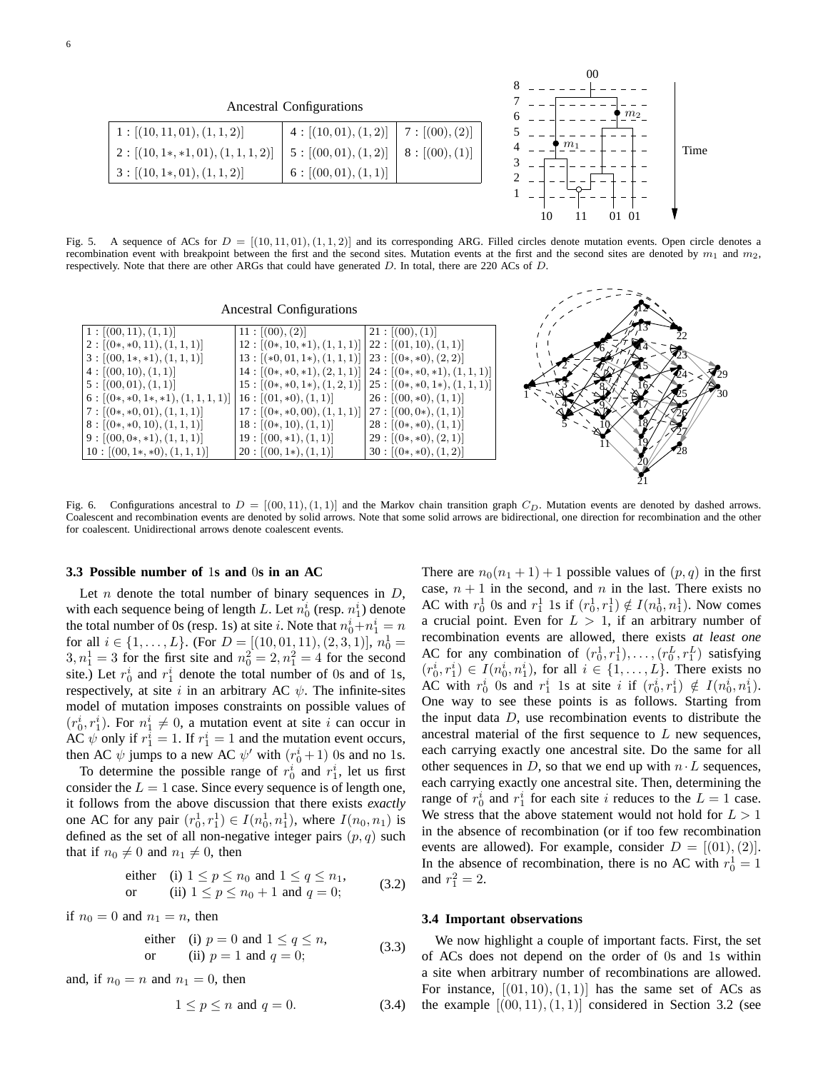Ancestral Configurations

| | | |
|---|---|---|
| $1 : [(10, 11, 01), (1, 1, 2)]$ | $4 : [(10, 01), (1, 2)]$ | $7 : [(00), (2)]$ |
| $2 : [(10, 1*, *1, 01), (1, 1, 1, 2)]$ | $5 : [(00, 01), (1, 2)]$ | $8 : [(00), (1)]$ |
| $3 : [(10, 1*, 01), (1, 1, 2)]$ | $6 : [(00, 01), (1, 1)]$ | |

Fig. 5. A sequence of ACs for $D = [(10, 11, 01), (1, 1, 2)]$ and its corresponding ARG. Filled circles denote mutation events. Open circle denotes a recombination event with breakpoint between the first and the second sites. Mutation events at the first and the second sites are denoted by $m_1$ and $m_2$, respectively. Note that there are other ARGs that could have generated $D$. In total, there are 220 ACs of $D$.

Ancestral Configurations

| | | |
|---|---|---|
| $1 : [(00, 11), (1, 1)]$ | $11 : [(00), (2)]$ | $21 : [(00), (1)]$ |
| $2 : [(0*, *0, 11), (1, 1, 1)]$ | $12 : [(0*, 10, *1), (1, 1, 1)]$ | $22 : [(01, 10), (1, 1)]$ |
| $3 : [(00, 1*, *1), (1, 1, 1)]$ | $13 : [(*0, 01, 1*), (1, 1, 1)]$ | $23 : [(0*, *0), (2, 2)]$ |
| $4 : [(00, 10), (1, 1)]$ | $14 : [(0*, *0, *1), (2, 1, 1)]$ | $24 : [(0*, *0, *1), (1, 1, 1)]$ |
| $5 : [(00, 01), (1, 1)]$ | $15 : [(0*, *0, 1*), (1, 2, 1)]$ | $25 : [(0*, *0, 1*), (1, 1, 1)]$ |
| $6 : [(0*, *0, 1*, *1), (1, 1, 1, 1)]$ | $16 : [(01, *0), (1, 1)]$ | $26 : [(00, *0), (1, 1)]$ |
| $7 : [(0*, *0, 01), (1, 1, 1)]$ | $17 : [(0*, *0, 00), (1, 1, 1)]$ | $27 : [(00, 0*), (1, 1)]$ |
| $8 : [(0*, *0, 10), (1, 1, 1)]$ | $18 : [(0*, 10), (1, 1)]$ | $28 : [(0*, *0), (1, 1)]$ |
| $9 : [(00, 0*, *1), (1, 1, 1)]$ | $19 : [(00, *1), (1, 1)]$ | $29 : [(0*, *0), (2, 1)]$ |
| $10 : [(00, 1*, *0), (1, 1, 1)]$ | $20 : [(00, 1*), (1, 1)]$ | $30 : [(0*, *0), (1, 2)]$ |

Fig. 6. Configurations ancestral to $D = [(00, 11), (1, 1)]$ and the Markov chain transition graph $C_D$. Mutation events are denoted by dashed arrows. Coalescent and recombination events are denoted by solid arrows. Note that some solid arrows are bidirectional, one direction for recombination and the other for coalescent. Unidirectional arrows denote coalescent events.

### 3.3 Possible number of 1s and 0s in an AC

Let $n$ denote the total number of binary sequences in $D$, with each sequence being of length $L$. Let $n_0^i$ (resp. $n_1^i$) denote the total number of 0s (resp. 1s) at site $i$. Note that $n_0^i + n_1^i = n$ for all $i \in \{1, \ldots, L\}$. (For $D = [(10, 01, 11), (2, 3, 1)]$, $n_0^1 = 3, n_1^1 = 3$ for the first site and $n_0^2 = 2, n_1^2 = 4$ for the second site.) Let $r_0^i$ and $r_1^i$ denote the total number of 0s and of 1s, respectively, at site $i$ in an arbitrary AC $\psi$. The infinite-sites model of mutation imposes constraints on possible values of $(r_0^i, r_1^i)$. For $n_1^i \neq 0$, a mutation event at site $i$ can occur in AC $\psi$ only if $r_1^i = 1$. If $r_1^i = 1$ and the mutation event occurs, then AC $\psi$ jumps to a new AC $\psi'$ with $(r_0^i + 1)$ 0s and no 1s.

To determine the possible range of $r_0^i$ and $r_1^i$, let us first consider the $L = 1$ case. Since every sequence is of length one, it follows from the above discussion that there exists *exactly* one AC for any pair $(r_0^1, r_1^1) \in I(n_0^1, n_1^1)$, where $I(n_0, n_1)$ is defined as the set of all non-negative integer pairs $(p, q)$ such that if $n_0 \neq 0$ and $n_1 \neq 0$, then

$$\begin{array}{ll} \text{either} & \text{(i) } 1 \leq p \leq n_0 \text{ and } 1 \leq q \leq n_1, \\ \text{or} & \text{(ii) } 1 \leq p \leq n_0 + 1 \text{ and } q = 0; \end{array} \tag{3.2}$$

if $n_0 = 0$ and $n_1 = n$, then

$$\begin{array}{ll} \text{either} & \text{(i) } p = 0 \text{ and } 1 \leq q \leq n, \\ \text{or} & \text{(ii) } p = 1 \text{ and } q = 0; \end{array} \tag{3.3}$$

and, if $n_0 = n$ and $n_1 = 0$, then

$$1 \leq p \leq n \text{ and } q = 0. \tag{3.4}$$

There are $n_0(n_1 + 1) + 1$ possible values of $(p, q)$ in the first case, $n + 1$ in the second, and $n$ in the last. There exists no AC with $r_0^1$ 0s and $r_1^1$ 1s if $(r_0^1, r_1^1) \notin I(n_0^1, n_1^1)$. Now comes a crucial point. Even for $L > 1$, if an arbitrary number of recombination events are allowed, there exists *at least one* AC for any combination of $(r_0^1, r_1^1), \ldots, (r_0^L, r_1^L)$ satisfying $(r_0^i, r_1^i) \in I(n_0^i, n_1^i)$, for all $i \in \{1, \ldots, L\}$. There exists no AC with $r_0^i$ 0s and $r_1^i$ 1s at site $i$ if $(r_0^i, r_1^i) \notin I(n_0^i, n_1^i)$. One way to see these points is as follows. Starting from the input data $D$, use recombination events to distribute the ancestral material of the first sequence to $L$ new sequences, each carrying exactly one ancestral site. Do the same for all other sequences in $D$, so that we end up with $n \cdot L$ sequences, each carrying exactly one ancestral site. Then, determining the range of $r_0^i$ and $r_1^i$ for each site $i$ reduces to the $L = 1$ case. We stress that the above statement would not hold for $L > 1$ in the absence of recombination (or if too few recombination events are allowed). For example, consider $D = [(01), (2)]$. In the absence of recombination, there is no AC with $r_0^1 = 1$ and $r_1^2 = 2$.

### 3.4 Important observations

We now highlight a couple of important facts. First, the set of ACs does not depend on the order of 0s and 1s within a site when arbitrary number of recombinations are allowed. For instance, $[(01, 10), (1, 1)]$ has the same set of ACs as the example $[(00, 11), (1, 1)]$ considered in Section 3.2 (see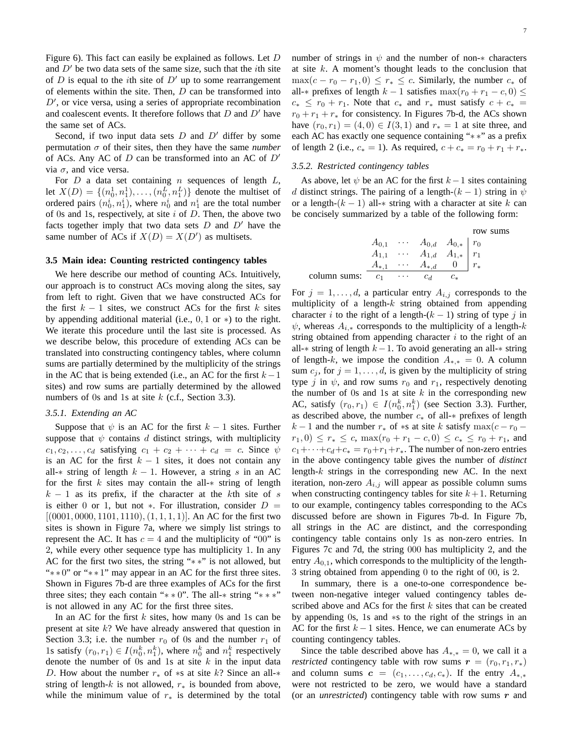Figure 6). This fact can easily be explained as follows. Let $D$ and $D'$ be two data sets of the same size, such that the $i$th site of $D$ is equal to the $i$th site of $D'$ up to some rearrangement of elements within the site. Then, $D$ can be transformed into $D'$, or vice versa, using a series of appropriate recombination and coalescent events. It therefore follows that $D$ and $D'$ have the same set of ACs.

Second, if two input data sets $D$ and $D'$ differ by some permutation $\sigma$ of their sites, then they have the same *number* of ACs. Any AC of $D$ can be transformed into an AC of $D'$ via $\sigma$, and vice versa.

For $D$ a data set containing $n$ sequences of length $L$, let $X(D) = \{(n_0^1, n_1^1), \ldots, (n_0^L, n_1^L)\}$ denote the multiset of ordered pairs $(n_0^i, n_1^i)$, where $n_0^i$ and $n_1^i$ are the total number of 0s and 1s, respectively, at site $i$ of $D$. Then, the above two facts together imply that two data sets $D$ and $D'$ have the same number of ACs if $X(D) = X(D')$ as multisets.

## 3.5 Main idea: Counting restricted contingency tables

We here describe our method of counting ACs. Intuitively, our approach is to construct ACs moving along the sites, say from left to right. Given that we have constructed ACs for the first $k-1$ sites, we construct ACs for the first $k$ sites by appending additional material (i.e., $0, 1$ or $*$) to the right. We iterate this procedure until the last site is processed. As we describe below, this procedure of extending ACs can be translated into constructing contingency tables, where column sums are partially determined by the multiplicity of the strings in the AC that is being extended (i.e., an AC for the first $k-1$ sites) and row sums are partially determined by the allowed numbers of 0s and 1s at site $k$ (c.f., Section 3.3).

### 3.5.1. Extending an AC

Suppose that $\psi$ is an AC for the first $k-1$ sites. Further suppose that $\psi$ contains $d$ distinct strings, with multiplicity $c_1, c_2, \ldots, c_d$ satisfying $c_1 + c_2 + \cdots + c_d = c$. Since $\psi$ is an AC for the first $k-1$ sites, it does not contain any all-$*$ string of length $k-1$. However, a string $s$ in an AC for the first $k$ sites may contain the all-$*$ string of length $k-1$ as its prefix, if the character at the $k$th site of $s$ is either 0 or 1, but not $*$. For illustration, consider $D = [(0001, 0000, 1101, 1110), (1, 1, 1, 1)]$. An AC for the first two sites is shown in Figure 7a, where we simply list strings to represent the AC. It has $c = 4$ and the multiplicity of "00" is 2, while every other sequence type has multiplicity 1. In any AC for the first two sites, the string "$**$" is not allowed, but "$**0$" or "$**1$" may appear in an AC for the first three sites. Shown in Figures 7b-d are three examples of ACs for the first three sites; they each contain "$**0$". The all-$*$ string "$***$" is not allowed in any AC for the first three sites.

In an AC for the first $k$ sites, how many 0s and 1s can be present at site $k$? We have already answered that question in Section 3.3; i.e. the number $r_0$ of 0s and the number $r_1$ of 1s satisfy $(r_0, r_1) \in I(n_0^k, n_1^k)$, where $n_0^k$ and $n_1^k$ respectively denote the number of 0s and 1s at site $k$ in the input data $D$. How about the number $r_*$ of $*$s at site $k$? Since an all-$*$ string of length-$k$ is not allowed, $r_*$ is bounded from above, while the minimum value of $r_*$ is determined by the total number of strings in $\psi$ and the number of non-$*$ characters at site $k$. A moment's thought leads to the conclusion that $\max(c - r_0 - r_1, 0) \le r_* \le c$. Similarly, the number $c_*$ of all-$*$ prefixes of length $k-1$ satisfies $\max(r_0 + r_1 - c, 0) \le c_* \le r_0 + r_1$. Note that $c_*$ and $r_*$ must satisfy $c + c_* = r_0 + r_1 + r_*$ for consistency. In Figures 7b-d, the ACs shown have $(r_0, r_1) = (4, 0) \in I(3, 1)$ and $r_* = 1$ at site three, and each AC has exactly one sequence containing "$**$" as a prefix of length 2 (i.e., $c_* = 1$). As required, $c + c_* = r_0 + r_1 + r_*$.

### 3.5.2. Restricted contingency tables

As above, let $\psi$ be an AC for the first $k-1$ sites containing $d$ distinct strings. The pairing of a length-$(k-1)$ string in $\psi$ or a length-$(k-1)$ all-$*$ string with a character at site $k$ can be concisely summarized by a table of the following form:

$$
\begin{array}{r|cccc|l}
 & & & & & \text{row sums} \\
 & A_{0,1} & \cdots & A_{0,d} & A_{0,*} & r_0 \\
 & A_{1,1} & \cdots & A_{1,d} & A_{1,*} & r_1 \\
 & A_{*,1} & \cdots & A_{*,d} & 0 & r_* \\
\hline
\text{column sums:} & c_1 & \cdots & c_d & c_* &
\end{array}
$$

For $j = 1, \ldots, d$, a particular entry $A_{i,j}$ corresponds to the multiplicity of a length-$k$ string obtained from appending character $i$ to the right of a length-$(k-1)$ string of type $j$ in $\psi$, whereas $A_{i,*}$ corresponds to the multiplicity of a length-$k$ string obtained from appending character $i$ to the right of an all-$*$ string of length $k-1$. To avoid generating an all-$*$ string of length-$k$, we impose the condition $A_{*,*} = 0$. A column sum $c_j$, for $j = 1, \ldots, d$, is given by the multiplicity of string type $j$ in $\psi$, and row sums $r_0$ and $r_1$, respectively denoting the number of 0s and 1s at site $k$ in the corresponding new AC, satisfy $(r_0, r_1) \in I(n_0^k, n_1^k)$ (see Section 3.3). Further, as described above, the number $c_*$ of all-$*$ prefixes of length $k-1$ and the number $r_*$ of $*$s at site $k$ satisfy $\max(c - r_0 - r_1, 0) \le r_* \le c$, $\max(r_0 + r_1 - c, 0) \le c_* \le r_0 + r_1$, and $c_1 + \cdots + c_d + c_* = r_0 + r_1 + r_*$. The number of non-zero entries in the above contingency table gives the number of *distinct* length-$k$ strings in the corresponding new AC. In the next iteration, non-zero $A_{i,j}$ will appear as possible column sums when constructing contingency tables for site $k+1$. Returning to our example, contingency tables corresponding to the ACs discussed before are shown in Figures 7b-d. In Figure 7b, all strings in the AC are distinct, and the corresponding contingency table contains only 1s as non-zero entries. In Figures 7c and 7d, the string 000 has multiplicity 2, and the entry $A_{0,1}$, which corresponds to the multiplicity of the length-3 string obtained from appending 0 to the right of 00, is 2.

In summary, there is a one-to-one correspondence between non-negative integer valued contingency tables described above and ACs for the first $k$ sites that can be created by appending 0s, 1s and $*$s to the right of the strings in an AC for the first $k-1$ sites. Hence, we can enumerate ACs by counting contingency tables.

Since the table described above has $A_{*,*} = 0$, we call it a *restricted* contingency table with row sums $\boldsymbol{r} = (r_0, r_1, r_*)$ and column sums $\boldsymbol{c} = (c_1, \ldots, c_d, c_*)$. If the entry $A_{*,*}$ were not restricted to be zero, we would have a standard (or an *unrestricted*) contingency table with row sums $\boldsymbol{r}$ and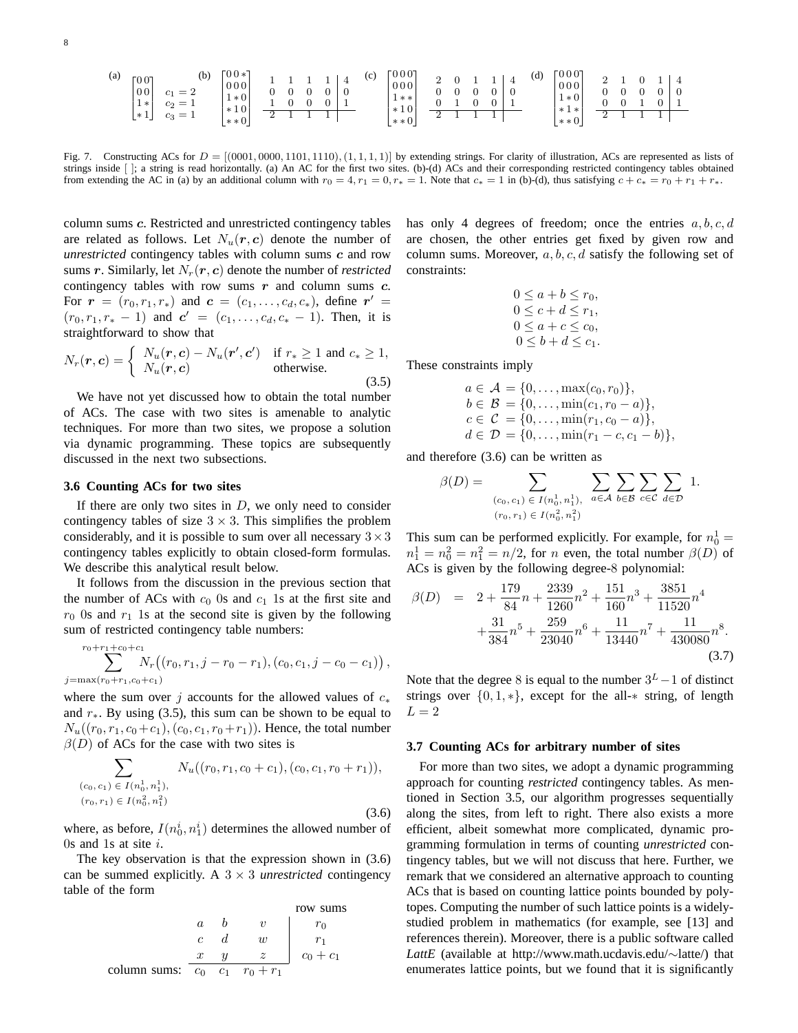(a) $\begin{bmatrix} 0\,0 \\ 0\,0 \\ 1\,* \\ *\,1 \end{bmatrix}$ $\begin{matrix} c_1 = 2 \\ c_2 = 1 \\ c_3 = 1 \end{matrix}$

(b) $\begin{bmatrix} 0\,0\,* \\ 0\,0\,0 \\ 1\,*\,0 \\ *\,1\,0 \\ *\,*\,0 \end{bmatrix}$ $\begin{array}{cccc|c} 1 & 1 & 1 & 1 & 4 \\ 0 & 0 & 0 & 0 & 0 \\ 1 & 0 & 0 & 0 & 1 \\ \hline 2 & 1 & 1 & 1 & \end{array}$

(c) $\begin{bmatrix} 0\,0\,0 \\ 0\,0\,0 \\ 1\,*\,* \\ *\,1\,0 \\ *\,*\,0 \end{bmatrix}$ $\begin{array}{cccc|c} 2 & 0 & 1 & 1 & 4 \\ 0 & 0 & 0 & 0 & 0 \\ 0 & 1 & 0 & 0 & 1 \\ \hline 2 & 1 & 1 & 1 & \end{array}$

(d) $\begin{bmatrix} 0\,0\,0 \\ 0\,0\,0 \\ 1\,*\,0 \\ *\,1\,* \\ *\,*\,0 \end{bmatrix}$ $\begin{array}{cccc|c} 2 & 1 & 0 & 1 & 4 \\ 0 & 0 & 0 & 0 & 0 \\ 0 & 0 & 1 & 0 & 1 \\ \hline 2 & 1 & 1 & 1 & \end{array}$

Fig. 7. Constructing ACs for $D = [(0001, 0000, 1101, 1110), (1, 1, 1, 1)]$ by extending strings. For clarity of illustration, ACs are represented as lists of strings inside [ ]; a string is read horizontally. (a) An AC for the first two sites. (b)-(d) ACs and their corresponding restricted contingency tables obtained from extending the AC in (a) by an additional column with $r_0 = 4, r_1 = 0, r_* = 1$. Note that $c_* = 1$ in (b)-(d), thus satisfying $c + c_* = r_0 + r_1 + r_*$.

column sums $\boldsymbol{c}$. Restricted and unrestricted contingency tables are related as follows. Let $N_u(\boldsymbol{r}, \boldsymbol{c})$ denote the number of *unrestricted* contingency tables with column sums $\boldsymbol{c}$ and row sums $\boldsymbol{r}$. Similarly, let $N_r(\boldsymbol{r}, \boldsymbol{c})$ denote the number of *restricted* contingency tables with row sums $\boldsymbol{r}$ and column sums $\boldsymbol{c}$. For $\boldsymbol{r} = (r_0, r_1, r_*)$ and $\boldsymbol{c} = (c_1, \ldots, c_d, c_*)$, define $\boldsymbol{r}' = (r_0, r_1, r_* - 1)$ and $\boldsymbol{c}' = (c_1, \ldots, c_d, c_* - 1)$. Then, it is straightforward to show that

$$N_r(\boldsymbol{r}, \boldsymbol{c}) = \begin{cases} N_u(\boldsymbol{r}, \boldsymbol{c}) - N_u(\boldsymbol{r}', \boldsymbol{c}') & \text{if } r_* \geq 1 \text{ and } c_* \geq 1, \\ N_u(\boldsymbol{r}, \boldsymbol{c}) & \text{otherwise.} \end{cases} \tag{3.5}$$

We have not yet discussed how to obtain the total number of ACs. The case with two sites is amenable to analytic techniques. For more than two sites, we propose a solution via dynamic programming. These topics are subsequently discussed in the next two subsections.

### 3.6 Counting ACs for two sites

If there are only two sites in $D$, we only need to consider contingency tables of size $3 \times 3$. This simplifies the problem considerably, and it is possible to sum over all necessary $3 \times 3$ contingency tables explicitly to obtain closed-form formulas. We describe this analytical result below.

It follows from the discussion in the previous section that the number of ACs with $c_0$ 0s and $c_1$ 1s at the first site and $r_0$ 0s and $r_1$ 1s at the second site is given by the following sum of restricted contingency table numbers:

$$\sum_{j=\max(r_0+r_1, c_0+c_1)}^{r_0+r_1+c_0+c_1} N_r\big((r_0, r_1, j - r_0 - r_1), (c_0, c_1, j - c_0 - c_1)\big),$$

where the sum over $j$ accounts for the allowed values of $c_*$ and $r_*$. By using (3.5), this sum can be shown to be equal to $N_u((r_0, r_1, c_0 + c_1), (c_0, c_1, r_0 + r_1))$. Hence, the total number $\beta(D)$ of ACs for the case with two sites is

$$\sum_{\substack{(c_0, c_1) \in I(n_0^1, n_1^1), \\ (r_0, r_1) \in I(n_0^2, n_1^2)}} N_u((r_0, r_1, c_0 + c_1), (c_0, c_1, r_0 + r_1)), \tag{3.6}$$

where, as before, $I(n_0^i, n_1^i)$ determines the allowed number of 0s and 1s at site $i$.

The key observation is that the expression shown in (3.6) can be summed explicitly. A $3 \times 3$ *unrestricted* contingency table of the form

$$\begin{array}{rccc|c} & & & & \text{row sums} \\ & a & b & v & r_0 \\ & c & d & w & r_1 \\ & x & y & z & c_0 + c_1 \\ \hline \text{column sums:} & c_0 & c_1 & r_0 + r_1 & \end{array}$$

has only 4 degrees of freedom; once the entries $a, b, c, d$ are chosen, the other entries get fixed by given row and column sums. Moreover, $a, b, c, d$ satisfy the following set of constraints:

$$\begin{aligned} 0 \leq a + b \leq r_0, \\ 0 \leq c + d \leq r_1, \\ 0 \leq a + c \leq c_0, \\ 0 \leq b + d \leq c_1. \end{aligned}$$

These constraints imply

$$\begin{aligned} a &\in \mathcal{A} = \{0, \ldots, \max(c_0, r_0)\}, \\ b &\in \mathcal{B} = \{0, \ldots, \min(c_1, r_0 - a)\}, \\ c &\in \mathcal{C} = \{0, \ldots, \min(r_1, c_0 - a)\}, \\ d &\in \mathcal{D} = \{0, \ldots, \min(r_1 - c, c_1 - b)\}, \end{aligned}$$

and therefore (3.6) can be written as

$$\beta(D) = \sum_{\substack{(c_0, c_1) \in I(n_0^1, n_1^1), \\ (r_0, r_1) \in I(n_0^2, n_1^2)}} \sum_{a \in \mathcal{A}} \sum_{b \in \mathcal{B}} \sum_{c \in \mathcal{C}} \sum_{d \in \mathcal{D}} 1.$$

This sum can be performed explicitly. For example, for $n_0^1 = n_1^1 = n_0^2 = n_1^2 = n/2$, for $n$ even, the total number $\beta(D)$ of ACs is given by the following degree-8 polynomial:

$$\begin{aligned} \beta(D) \;=\; & 2 + \frac{179}{84}n + \frac{2339}{1260}n^2 + \frac{151}{160}n^3 + \frac{3851}{11520}n^4 \\ & + \frac{31}{384}n^5 + \frac{259}{23040}n^6 + \frac{11}{13440}n^7 + \frac{11}{430080}n^8. \end{aligned} \tag{3.7}$$

Note that the degree 8 is equal to the number $3^L - 1$ of distinct strings over $\{0, 1, *\}$, except for the all-$*$ string, of length $L = 2$

### 3.7 Counting ACs for arbitrary number of sites

For more than two sites, we adopt a dynamic programming approach for counting *restricted* contingency tables. As mentioned in Section 3.5, our algorithm progresses sequentially along the sites, from left to right. There also exists a more efficient, albeit somewhat more complicated, dynamic programming formulation in terms of counting *unrestricted* contingency tables, but we will not discuss that here. Further, we remark that we considered an alternative approach to counting ACs that is based on counting lattice points bounded by polytopes. Computing the number of such lattice points is a widely-studied problem in mathematics (for example, see [13] and references therein). Moreover, there is a public software called *LattE* (available at http://www.math.ucdavis.edu/∼latte/) that enumerates lattice points, but we found that it is significantly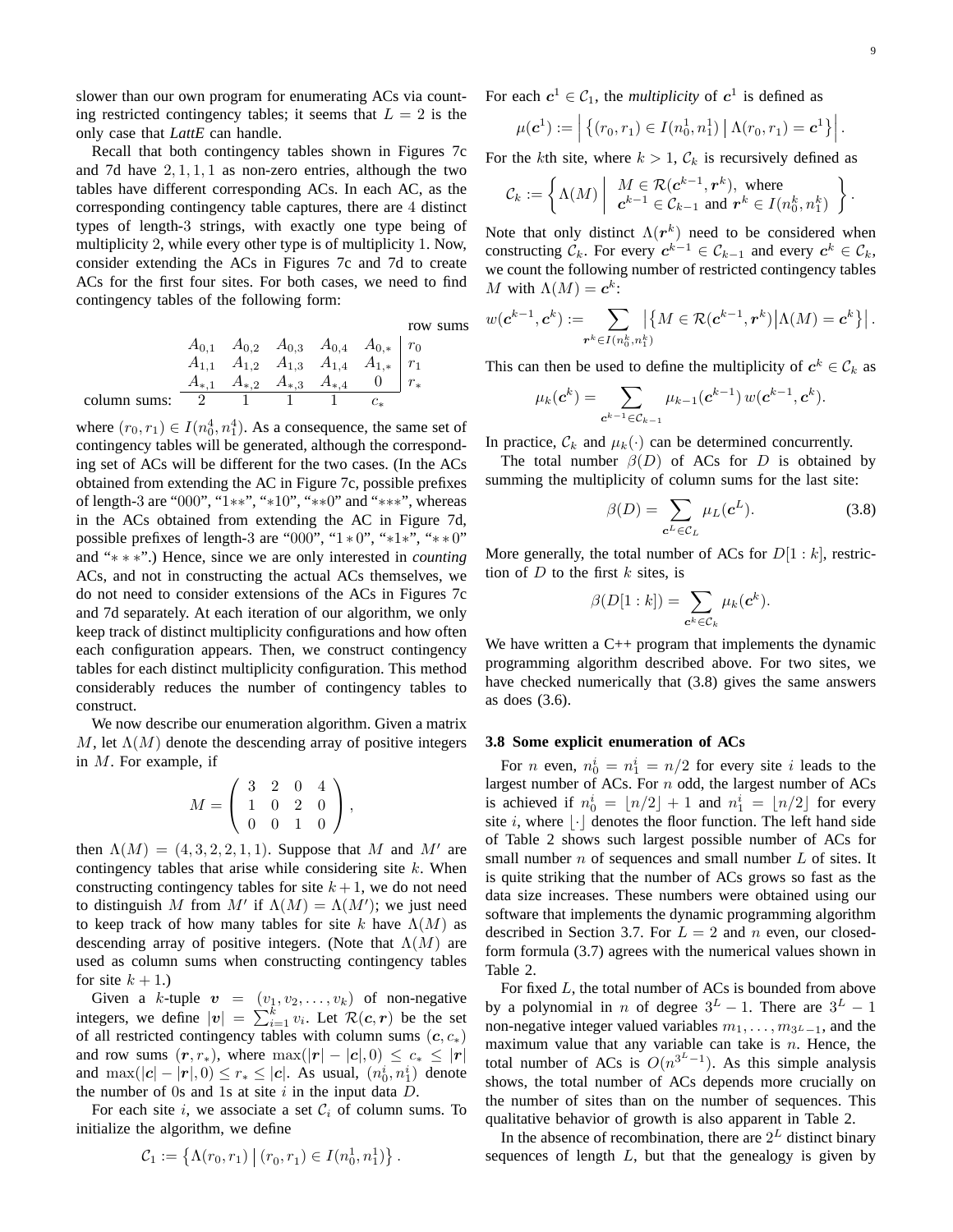slower than our own program for enumerating ACs via counting restricted contingency tables; it seems that $L = 2$ is the only case that *LattE* can handle.

Recall that both contingency tables shown in Figures 7c and 7d have $2, 1, 1, 1$ as non-zero entries, although the two tables have different corresponding ACs. In each AC, as the corresponding contingency table captures, there are $4$ distinct types of length-3 strings, with exactly one type being of multiplicity 2, while every other type is of multiplicity 1. Now, consider extending the ACs in Figures 7c and 7d to create ACs for the first four sites. For both cases, we need to find contingency tables of the following form:

$$
\begin{array}{r|ccccc|l}
 & & & & & & \text{row sums} \\
 & A_{0,1} & A_{0,2} & A_{0,3} & A_{0,4} & A_{0,*} & r_0 \\
 & A_{1,1} & A_{1,2} & A_{1,3} & A_{1,4} & A_{1,*} & r_1 \\
 & A_{*,1} & A_{*,2} & A_{*,3} & A_{*,4} & 0 & r_* \\
\hline
\text{column sums:} & 2 & 1 & 1 & 1 & c_* &
\end{array}
$$

where $(r_0, r_1) \in I(n_0^4, n_1^4)$. As a consequence, the same set of contingency tables will be generated, although the corresponding set of ACs will be different for the two cases. (In the ACs obtained from extending the AC in Figure 7c, possible prefixes of length-3 are "000", "1∗∗", "∗10", "∗∗0" and "∗∗∗", whereas in the ACs obtained from extending the AC in Figure 7d, possible prefixes of length-3 are "000", "1 ∗ 0", "∗1∗", "∗ ∗ 0" and "∗ ∗ ∗".) Hence, since we are only interested in *counting* ACs, and not in constructing the actual ACs themselves, we do not need to consider extensions of the ACs in Figures 7c and 7d separately. At each iteration of our algorithm, we only keep track of distinct multiplicity configurations and how often each configuration appears. Then, we construct contingency tables for each distinct multiplicity configuration. This method considerably reduces the number of contingency tables to construct.

We now describe our enumeration algorithm. Given a matrix $M$, let $\Lambda(M)$ denote the descending array of positive integers in $M$. For example, if

$$
M = \begin{pmatrix} 3 & 2 & 0 & 4 \\ 1 & 0 & 2 & 0 \\ 0 & 0 & 1 & 0 \end{pmatrix},
$$

then $\Lambda(M) = (4, 3, 2, 2, 1, 1)$. Suppose that $M$ and $M'$ are contingency tables that arise while considering site $k$. When constructing contingency tables for site $k+1$, we do not need to distinguish $M$ from $M'$ if $\Lambda(M) = \Lambda(M')$; we just need to keep track of how many tables for site $k$ have $\Lambda(M)$ as descending array of positive integers. (Note that $\Lambda(M)$ are used as column sums when constructing contingency tables for site $k+1$.)

Given a $k$-tuple $\boldsymbol{v} = (v_1, v_2, \ldots, v_k)$ of non-negative integers, we define $|\boldsymbol{v}| = \sum_{i=1}^{k} v_i$. Let $\mathcal{R}(\boldsymbol{c}, \boldsymbol{r})$ be the set of all restricted contingency tables with column sums $(\boldsymbol{c}, c_*)$ and row sums $(\boldsymbol{r}, r_*)$, where $\max(|\boldsymbol{r}| - |\boldsymbol{c}|, 0) \le c_* \le |\boldsymbol{r}|$ and $\max(|\boldsymbol{c}| - |\boldsymbol{r}|, 0) \le r_* \le |\boldsymbol{c}|$. As usual, $(n_0^i, n_1^i)$ denote the number of 0s and 1s at site $i$ in the input data $D$.

For each site $i$, we associate a set $\mathcal{C}_i$ of column sums. To initialize the algorithm, we define

$$
\mathcal{C}_1 := \left\{ \Lambda(r_0, r_1) \,\middle|\, (r_0, r_1) \in I(n_0^1, n_1^1) \right\}.
$$

For each $\boldsymbol{c}^1 \in \mathcal{C}_1$, the *multiplicity* of $\boldsymbol{c}^1$ is defined as

$$
\mu(\boldsymbol{c}^1) := \left| \left\{ (r_0, r_1) \in I(n_0^1, n_1^1) \,\middle|\, \Lambda(r_0, r_1) = \boldsymbol{c}^1 \right\} \right|.
$$

For the $k$th site, where $k > 1$, $\mathcal{C}_k$ is recursively defined as

$$
\mathcal{C}_k := \left\{ \Lambda(M) \,\middle|\, \begin{array}{l} M \in \mathcal{R}(\boldsymbol{c}^{k-1}, \boldsymbol{r}^k), \text{ where} \\ \boldsymbol{c}^{k-1} \in \mathcal{C}_{k-1} \text{ and } \boldsymbol{r}^k \in I(n_0^k, n_1^k) \end{array} \right\}.
$$

Note that only distinct $\Lambda(\boldsymbol{r}^k)$ need to be considered when constructing $\mathcal{C}_k$. For every $\boldsymbol{c}^{k-1} \in \mathcal{C}_{k-1}$ and every $\boldsymbol{c}^k \in \mathcal{C}_k$, we count the following number of restricted contingency tables $M$ with $\Lambda(M) = \boldsymbol{c}^k$:

$$
w(\boldsymbol{c}^{k-1}, \boldsymbol{c}^k) := \sum_{\boldsymbol{r}^k \in I(n_0^k, n_1^k)} \left| \left\{ M \in \mathcal{R}(\boldsymbol{c}^{k-1}, \boldsymbol{r}^k) \middle| \Lambda(M) = \boldsymbol{c}^k \right\} \right|.
$$

This can then be used to define the multiplicity of $\boldsymbol{c}^k \in \mathcal{C}_k$ as

$$
\mu_k(\boldsymbol{c}^k) = \sum_{\boldsymbol{c}^{k-1} \in \mathcal{C}_{k-1}} \mu_{k-1}(\boldsymbol{c}^{k-1})\, w(\boldsymbol{c}^{k-1}, \boldsymbol{c}^k).
$$

In practice, $\mathcal{C}_k$ and $\mu_k(\cdot)$ can be determined concurrently.

The total number $\beta(D)$ of ACs for $D$ is obtained by summing the multiplicity of column sums for the last site:

$$
\beta(D) = \sum_{\boldsymbol{c}^L \in \mathcal{C}_L} \mu_L(\boldsymbol{c}^L). \tag{3.8}
$$

More generally, the total number of ACs for $D[1:k]$, restriction of $D$ to the first $k$ sites, is

$$
\beta(D[1:k]) = \sum_{\boldsymbol{c}^k \in \mathcal{C}_k} \mu_k(\boldsymbol{c}^k).
$$

We have written a C++ program that implements the dynamic programming algorithm described above. For two sites, we have checked numerically that (3.8) gives the same answers as does (3.6).

### 3.8 Some explicit enumeration of ACs

For $n$ even, $n_0^i = n_1^i = n/2$ for every site $i$ leads to the largest number of ACs. For $n$ odd, the largest number of ACs is achieved if $n_0^i = \lfloor n/2 \rfloor + 1$ and $n_1^i = \lfloor n/2 \rfloor$ for every site $i$, where $\lfloor \cdot \rfloor$ denotes the floor function. The left hand side of Table 2 shows such largest possible number of ACs for small number $n$ of sequences and small number $L$ of sites. It is quite striking that the number of ACs grows so fast as the data size increases. These numbers were obtained using our software that implements the dynamic programming algorithm described in Section 3.7. For $L = 2$ and $n$ even, our closed-form formula (3.7) agrees with the numerical values shown in Table 2.

For fixed $L$, the total number of ACs is bounded from above by a polynomial in $n$ of degree $3^L - 1$. There are $3^L - 1$ non-negative integer valued variables $m_1, \ldots, m_{3^L-1}$, and the maximum value that any variable can take is $n$. Hence, the total number of ACs is $O(n^{3^L-1})$. As this simple analysis shows, the total number of ACs depends more crucially on the number of sites than on the number of sequences. This qualitative behavior of growth is also apparent in Table 2.

In the absence of recombination, there are $2^L$ distinct binary sequences of length $L$, but that the genealogy is given by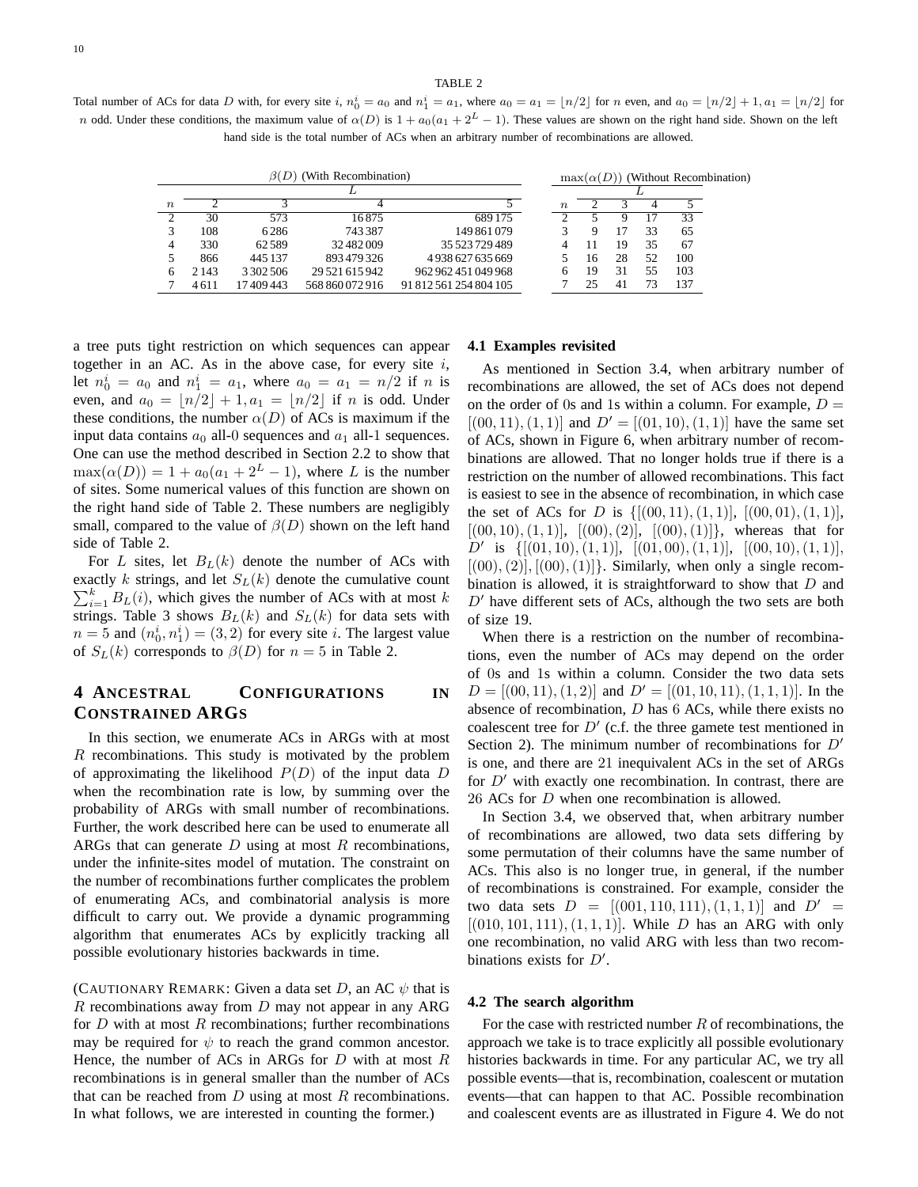TABLE 2

Total number of ACs for data $D$ with, for every site $i$, $n_0^i = a_0$ and $n_1^i = a_1$, where $a_0 = a_1 = \lfloor n/2 \rfloor$ for $n$ even, and $a_0 = \lfloor n/2 \rfloor + 1, a_1 = \lfloor n/2 \rfloor$ for $n$ odd. Under these conditions, the maximum value of $\alpha(D)$ is $1 + a_0(a_1 + 2^L - 1)$. These values are shown on the right hand side. Shown on the left hand side is the total number of ACs when an arbitrary number of recombinations are allowed.

| | $\beta(D)$ (With Recombination) | | | |
|---|---|---|---|---|
| | $L$ | | | |
| $n$ | 2 | 3 | 4 | 5 |
| 2 | 30 | 573 | 16 875 | 689 175 |
| 3 | 108 | 6 286 | 743 387 | 149 861 079 |
| 4 | 330 | 62 589 | 32 482 009 | 35 523 729 489 |
| 5 | 866 | 445 137 | 893 479 326 | 4 938 627 635 669 |
| 6 | 2 143 | 3 302 506 | 29 521 615 942 | 962 962 451 049 968 |
| 7 | 4 611 | 17 409 443 | 568 860 072 916 | 91 812 561 254 804 105 |

| | $\max(\alpha(D))$ (Without Recombination) | | | |
|---|---|---|---|---|
| | $L$ | | | |
| $n$ | 2 | 3 | 4 | 5 |
| 2 | 5 | 9 | 17 | 33 |
| 3 | 9 | 17 | 33 | 65 |
| 4 | 11 | 19 | 35 | 67 |
| 5 | 16 | 28 | 52 | 100 |
| 6 | 19 | 31 | 55 | 103 |
| 7 | 25 | 41 | 73 | 137 |

a tree puts tight restriction on which sequences can appear together in an AC. As in the above case, for every site $i$, let $n_0^i = a_0$ and $n_1^i = a_1$, where $a_0 = a_1 = n/2$ if $n$ is even, and $a_0 = \lfloor n/2 \rfloor + 1, a_1 = \lfloor n/2 \rfloor$ if $n$ is odd. Under these conditions, the number $\alpha(D)$ of ACs is maximum if the input data contains $a_0$ all-0 sequences and $a_1$ all-1 sequences. One can use the method described in Section 2.2 to show that $\max(\alpha(D)) = 1 + a_0(a_1 + 2^L - 1)$, where $L$ is the number of sites. Some numerical values of this function are shown on the right hand side of Table 2. These numbers are negligibly small, compared to the value of $\beta(D)$ shown on the left hand side of Table 2.

For $L$ sites, let $B_L(k)$ denote the number of ACs with exactly $k$ strings, and let $S_L(k)$ denote the cumulative count $\sum_{i=1}^{k} B_L(i)$, which gives the number of ACs with at most $k$ strings. Table 3 shows $B_L(k)$ and $S_L(k)$ for data sets with $n = 5$ and $(n_0^i, n_1^i) = (3, 2)$ for every site $i$. The largest value of $S_L(k)$ corresponds to $\beta(D)$ for $n = 5$ in Table 2.

## 4 Ancestral Configurations in Constrained ARGs

In this section, we enumerate ACs in ARGs with at most $R$ recombinations. This study is motivated by the problem of approximating the likelihood $P(D)$ of the input data $D$ when the recombination rate is low, by summing over the probability of ARGs with small number of recombinations. Further, the work described here can be used to enumerate all ARGs that can generate $D$ using at most $R$ recombinations, under the infinite-sites model of mutation. The constraint on the number of recombinations further complicates the problem of enumerating ACs, and combinatorial analysis is more difficult to carry out. We provide a dynamic programming algorithm that enumerates ACs by explicitly tracking all possible evolutionary histories backwards in time.

(Cautionary Remark: Given a data set $D$, an AC $\psi$ that is $R$ recombinations away from $D$ may not appear in any ARG for $D$ with at most $R$ recombinations; further recombinations may be required for $\psi$ to reach the grand common ancestor. Hence, the number of ACs in ARGs for $D$ with at most $R$ recombinations is in general smaller than the number of ACs that can be reached from $D$ using at most $R$ recombinations. In what follows, we are interested in counting the former.)

### 4.1 Examples revisited

As mentioned in Section 3.4, when arbitrary number of recombinations are allowed, the set of ACs does not depend on the order of 0s and 1s within a column. For example, $D = [(00, 11), (1, 1)]$ and $D' = [(01, 10), (1, 1)]$ have the same set of ACs, shown in Figure 6, when arbitrary number of recombinations are allowed. That no longer holds true if there is a restriction on the number of allowed recombinations. This fact is easiest to see in the absence of recombination, in which case the set of ACs for $D$ is $\{[(00, 11), (1, 1)],\ [(00, 01), (1, 1)],\ [(00, 10), (1, 1)],\ [(00), (2)],\ [(00), (1)]\}$, whereas that for $D'$ is $\{[(01, 10), (1, 1)],\ [(01, 00), (1, 1)],\ [(00, 10), (1, 1)],\ [(00), (2)], [(00), (1)]\}$. Similarly, when only a single recombination is allowed, it is straightforward to show that $D$ and $D'$ have different sets of ACs, although the two sets are both of size 19.

When there is a restriction on the number of recombinations, even the number of ACs may depend on the order of 0s and 1s within a column. Consider the two data sets $D = [(00, 11), (1, 2)]$ and $D' = [(01, 10, 11), (1, 1, 1)]$. In the absence of recombination, $D$ has 6 ACs, while there exists no coalescent tree for $D'$ (c.f. the three gamete test mentioned in Section 2). The minimum number of recombinations for $D'$ is one, and there are 21 inequivalent ACs in the set of ARGs for $D'$ with exactly one recombination. In contrast, there are 26 ACs for $D$ when one recombination is allowed.

In Section 3.4, we observed that, when arbitrary number of recombinations are allowed, two data sets differing by some permutation of their columns have the same number of ACs. This also is no longer true, in general, if the number of recombinations is constrained. For example, consider the two data sets $D = [(001, 110, 111), (1, 1, 1)]$ and $D' = [(010, 101, 111), (1, 1, 1)]$. While $D$ has an ARG with only one recombination, no valid ARG with less than two recombinations exists for $D'$.

### 4.2 The search algorithm

For the case with restricted number $R$ of recombinations, the approach we take is to trace explicitly all possible evolutionary histories backwards in time. For any particular AC, we try all possible events—that is, recombination, coalescent or mutation events—that can happen to that AC. Possible recombination and coalescent events are as illustrated in Figure 4. We do not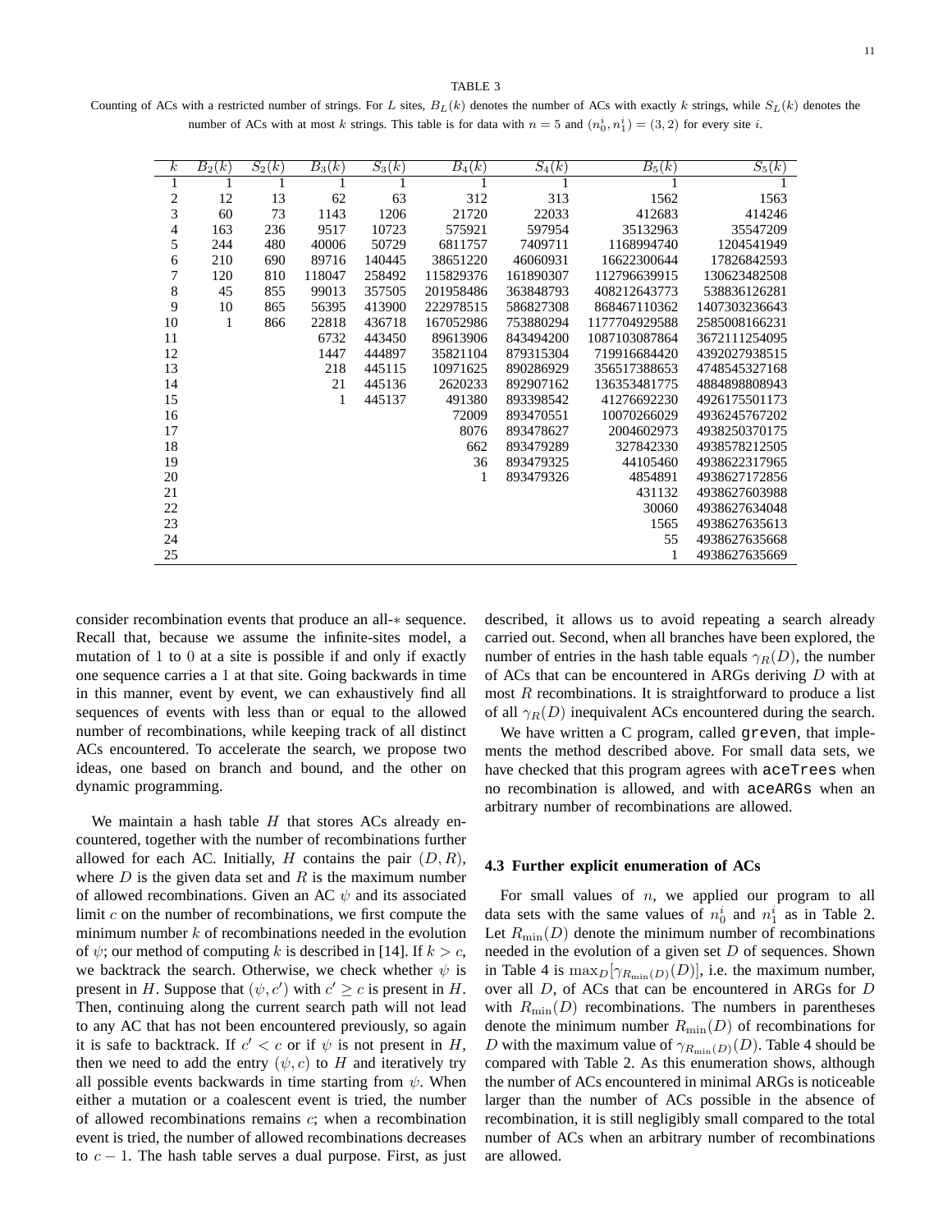TABLE 3

Counting of ACs with a restricted number of strings. For $L$ sites, $B_L(k)$ denotes the number of ACs with exactly $k$ strings, while $S_L(k)$ denotes the number of ACs with at most $k$ strings. This table is for data with $n = 5$ and $(n_0^i, n_1^i) = (3, 2)$ for every site $i$.

| $k$ | $B_2(k)$ | $S_2(k)$ | $B_3(k)$ | $S_3(k)$ | $B_4(k)$ | $S_4(k)$ | $B_5(k)$ | $S_5(k)$ |
|---|---|---|---|---|---|---|---|---|
| 1 | 1 | 1 | 1 | 1 | 1 | 1 | 1 | 1 |
| 2 | 12 | 13 | 62 | 63 | 312 | 313 | 1562 | 1563 |
| 3 | 60 | 73 | 1143 | 1206 | 21720 | 22033 | 412683 | 414246 |
| 4 | 163 | 236 | 9517 | 10723 | 575921 | 597954 | 35132963 | 35547209 |
| 5 | 244 | 480 | 40006 | 50729 | 6811757 | 7409711 | 1168994740 | 1204541949 |
| 6 | 210 | 690 | 89716 | 140445 | 38651220 | 46060931 | 16622300644 | 17826842593 |
| 7 | 120 | 810 | 118047 | 258492 | 115829376 | 161890307 | 112796639915 | 130623482508 |
| 8 | 45 | 855 | 99013 | 357505 | 201958486 | 363848793 | 408212643773 | 538836126281 |
| 9 | 10 | 865 | 56395 | 413900 | 222978515 | 586827308 | 868467110362 | 1407303236643 |
| 10 | 1 | 866 | 22818 | 436718 | 167052986 | 753880294 | 1177704929588 | 2585008166231 |
| 11 | | | 6732 | 443450 | 89613906 | 843494200 | 1087103087864 | 3672111254095 |
| 12 | | | 1447 | 444897 | 35821104 | 879315304 | 719916684420 | 4392027938515 |
| 13 | | | 218 | 445115 | 10971625 | 890286929 | 356517388653 | 4748545327168 |
| 14 | | | 21 | 445136 | 2620233 | 892907162 | 136353481775 | 4884898808943 |
| 15 | | | 1 | 445137 | 491380 | 893398542 | 41276692230 | 4926175501173 |
| 16 | | | | | 72009 | 893470551 | 10070266029 | 4936245767202 |
| 17 | | | | | 8076 | 893478627 | 2004602973 | 4938250370175 |
| 18 | | | | | 662 | 893479289 | 327842330 | 4938578212505 |
| 19 | | | | | 36 | 893479325 | 44105460 | 4938622317965 |
| 20 | | | | | 1 | 893479326 | 4854891 | 4938627172856 |
| 21 | | | | | | | 431132 | 4938627603988 |
| 22 | | | | | | | 30060 | 4938627634048 |
| 23 | | | | | | | 1565 | 4938627635613 |
| 24 | | | | | | | 55 | 4938627635668 |
| 25 | | | | | | | 1 | 4938627635669 |

consider recombination events that produce an all-$*$ sequence. Recall that, because we assume the infinite-sites model, a mutation of 1 to 0 at a site is possible if and only if exactly one sequence carries a 1 at that site. Going backwards in time in this manner, event by event, we can exhaustively find all sequences of events with less than or equal to the allowed number of recombinations, while keeping track of all distinct ACs encountered. To accelerate the search, we propose two ideas, one based on branch and bound, and the other on dynamic programming.

We maintain a hash table $H$ that stores ACs already encountered, together with the number of recombinations further allowed for each AC. Initially, $H$ contains the pair $(D, R)$, where $D$ is the given data set and $R$ is the maximum number of allowed recombinations. Given an AC $\psi$ and its associated limit $c$ on the number of recombinations, we first compute the minimum number $k$ of recombinations needed in the evolution of $\psi$; our method of computing $k$ is described in [14]. If $k > c$, we backtrack the search. Otherwise, we check whether $\psi$ is present in $H$. Suppose that $(\psi, c')$ with $c' \geq c$ is present in $H$. Then, continuing along the current search path will not lead to any AC that has not been encountered previously, so again it is safe to backtrack. If $c' < c$ or if $\psi$ is not present in $H$, then we need to add the entry $(\psi, c)$ to $H$ and iteratively try all possible events backwards in time starting from $\psi$. When either a mutation or a coalescent event is tried, the number of allowed recombinations remains $c$; when a recombination event is tried, the number of allowed recombinations decreases to $c - 1$. The hash table serves a dual purpose. First, as just described, it allows us to avoid repeating a search already carried out. Second, when all branches have been explored, the number of entries in the hash table equals $\gamma_R(D)$, the number of ACs that can be encountered in ARGs deriving $D$ with at most $R$ recombinations. It is straightforward to produce a list of all $\gamma_R(D)$ inequivalent ACs encountered during the search.

We have written a C program, called greven, that implements the method described above. For small data sets, we have checked that this program agrees with aceTrees when no recombination is allowed, and with aceARGs when an arbitrary number of recombinations are allowed.

### 4.3 Further explicit enumeration of ACs

For small values of $n$, we applied our program to all data sets with the same values of $n_0^i$ and $n_1^i$ as in Table 2. Let $R_{\min}(D)$ denote the minimum number of recombinations needed in the evolution of a given set $D$ of sequences. Shown in Table 4 is $\max_D[\gamma_{R_{\min}(D)}(D)]$, i.e. the maximum number, over all $D$, of ACs that can be encountered in ARGs for $D$ with $R_{\min}(D)$ recombinations. The numbers in parentheses denote the minimum number $R_{\min}(D)$ of recombinations for $D$ with the maximum value of $\gamma_{R_{\min}(D)}(D)$. Table 4 should be compared with Table 2. As this enumeration shows, although the number of ACs encountered in minimal ARGs is noticeable larger than the number of ACs possible in the absence of recombination, it is still negligibly small compared to the total number of ACs when an arbitrary number of recombinations are allowed.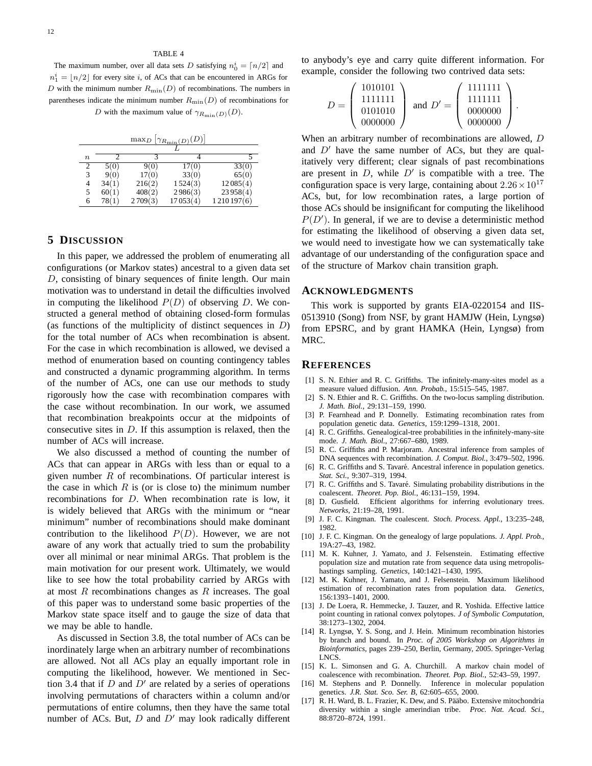TABLE 4

The maximum number, over all data sets $D$ satisfying $n_0^i = \lceil n/2 \rceil$ and $n_1^i = \lfloor n/2 \rfloor$ for every site $i$, of ACs that can be encountered in ARGs for $D$ with the minimum number $R_{\min}(D)$ of recombinations. The numbers in parentheses indicate the minimum number $R_{\min}(D)$ of recombinations for $D$ with the maximum value of $\gamma_{R_{\min}(D)}(D)$.

| | $\max_D \left[\gamma_{R_{\min}(D)}(D)\right]$ | | | |
|---|---|---|---|---|
| | $L$ | | | |
| $n$ | 2 | 3 | 4 | 5 |
| 2 | 5(0) | 9(0) | 17(0) | 33(0) |
| 3 | 9(0) | 17(0) | 33(0) | 65(0) |
| 4 | 34(1) | 216(2) | 1 524(3) | 12 085(4) |
| 5 | 60(1) | 408(2) | 2 986(3) | 23 958(4) |
| 6 | 78(1) | 2 709(3) | 17 053(4) | 1 210 197(6) |

## 5 Discussion

In this paper, we addressed the problem of enumerating all configurations (or Markov states) ancestral to a given data set $D$, consisting of binary sequences of finite length. Our main motivation was to understand in detail the difficulties involved in computing the likelihood $P(D)$ of observing $D$. We constructed a general method of obtaining closed-form formulas (as functions of the multiplicity of distinct sequences in $D$) for the total number of ACs when recombination is absent. For the case in which recombination is allowed, we devised a method of enumeration based on counting contingency tables and constructed a dynamic programming algorithm. In terms of the number of ACs, one can use our methods to study rigorously how the case with recombination compares with the case without recombination. In our work, we assumed that recombination breakpoints occur at the midpoints of consecutive sites in $D$. If this assumption is relaxed, then the number of ACs will increase.

We also discussed a method of counting the number of ACs that can appear in ARGs with less than or equal to a given number $R$ of recombinations. Of particular interest is the case in which $R$ is (or is close to) the minimum number recombinations for $D$. When recombination rate is low, it is widely believed that ARGs with the minimum or "near minimum" number of recombinations should make dominant contribution to the likelihood $P(D)$. However, we are not aware of any work that actually tried to sum the probability over all minimal or near minimal ARGs. That problem is the main motivation for our present work. Ultimately, we would like to see how the total probability carried by ARGs with at most $R$ recombinations changes as $R$ increases. The goal of this paper was to understand some basic properties of the Markov state space itself and to gauge the size of data that we may be able to handle.

As discussed in Section 3.8, the total number of ACs can be inordinately large when an arbitrary number of recombinations are allowed. Not all ACs play an equally important role in computing the likelihood, however. We mentioned in Section 3.4 that if $D$ and $D'$ are related by a series of operations involving permutations of characters within a column and/or permutations of entire columns, then they have the same total number of ACs. But, $D$ and $D'$ may look radically different to anybody's eye and carry quite different information. For example, consider the following two contrived data sets:

$$D = \begin{pmatrix} 1010101 \\ 1111111 \\ 0101010 \\ 0000000 \end{pmatrix} \text{ and } D' = \begin{pmatrix} 1111111 \\ 1111111 \\ 0000000 \\ 0000000 \end{pmatrix}.$$

When an arbitrary number of recombinations are allowed, $D$ and $D'$ have the same number of ACs, but they are qualitatively very different; clear signals of past recombinations are present in $D$, while $D'$ is compatible with a tree. The configuration space is very large, containing about $2.26 \times 10^{17}$ ACs, but, for low recombination rates, a large portion of those ACs should be insignificant for computing the likelihood $P(D')$. In general, if we are to devise a deterministic method for estimating the likelihood of observing a given data set, we would need to investigate how we can systematically take advantage of our understanding of the configuration space and of the structure of Markov chain transition graph.

## Acknowledgments

This work is supported by grants EIA-0220154 and IIS-0513910 (Song) from NSF, by grant HAMJW (Hein, Lyngsø) from EPSRC, and by grant HAMKA (Hein, Lyngsø) from MRC.

## References

[1] S. N. Ethier and R. C. Griffiths. The infinitely-many-sites model as a measure valued diffusion. *Ann. Probab.*, 15:515–545, 1987.

[2] S. N. Ethier and R. C. Griffiths. On the two-locus sampling distribution. *J. Math. Biol.*, 29:131–159, 1990.

[3] P. Fearnhead and P. Donnelly. Estimating recombination rates from population genetic data. *Genetics*, 159:1299–1318, 2001.

[4] R. C. Griffiths. Genealogical-tree probabilities in the infinitely-many-site mode. *J. Math. Biol.*, 27:667–680, 1989.

[5] R. C. Griffiths and P. Marjoram. Ancestral inference from samples of DNA sequences with recombination. *J. Comput. Biol.*, 3:479–502, 1996.

[6] R. C. Griffiths and S. Tavaré. Ancestral inference in population genetics. *Stat. Sci.*, 9:307–319, 1994.

[7] R. C. Griffiths and S. Tavaré. Simulating probability distributions in the coalescent. *Theoret. Pop. Biol.*, 46:131–159, 1994.

[8] D. Gusfield. Efficient algorithms for inferring evolutionary trees. *Networks*, 21:19–28, 1991.

[9] J. F. C. Kingman. The coalescent. *Stoch. Process. Appl.*, 13:235–248, 1982.

[10] J. F. C. Kingman. On the genealogy of large populations. *J. Appl. Prob.*, 19A:27–43, 1982.

[11] M. K. Kuhner, J. Yamato, and J. Felsenstein. Estimating effective population size and mutation rate from sequence data using metropolis-hastings sampling. *Genetics*, 140:1421–1430, 1995.

[12] M. K. Kuhner, J. Yamato, and J. Felsenstein. Maximum likelihood estimation of recombination rates from population data. *Genetics*, 156:1393–1401, 2000.

[13] J. De Loera, R. Hemmecke, J. Tauzer, and R. Yoshida. Effective lattice point counting in rational convex polytopes. *J of Symbolic Computation*, 38:1273–1302, 2004.

[14] R. Lyngsø, Y. S. Song, and J. Hein. Minimum recombination histories by branch and bound. In *Proc. of 2005 Workshop on Algorithms in Bioinformatics*, pages 239–250, Berlin, Germany, 2005. Springer-Verlag LNCS.

[15] K. L. Simonsen and G. A. Churchill. A markov chain model of coalescence with recombination. *Theoret. Pop. Biol.*, 52:43–59, 1997.

[16] M. Stephens and P. Donnelly. Inference in molecular population genetics. *J.R. Stat. Sco. Ser. B*, 62:605–655, 2000.

[17] R. H. Ward, B. L. Frazier, K. Dew, and S. Pääbo. Extensive mitochondria diversity within a single amerindian tribe. *Proc. Nat. Acad. Sci.*, 88:8720–8724, 1991.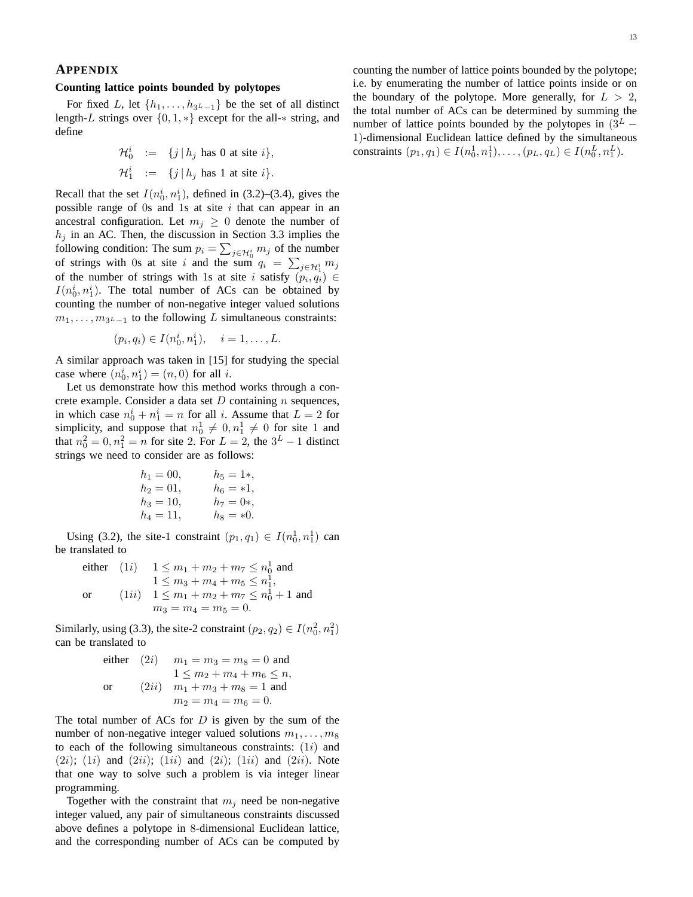## APPENDIX

### Counting lattice points bounded by polytopes

For fixed $L$, let $\{h_1, \ldots, h_{3^L-1}\}$ be the set of all distinct length-$L$ strings over $\{0, 1, *\}$ except for the all-$*$ string, and define

$$
\begin{aligned}
\mathcal{H}_0^i &:= \{j \,|\, h_j \text{ has 0 at site } i\}, \\
\mathcal{H}_1^i &:= \{j \,|\, h_j \text{ has 1 at site } i\}.
\end{aligned}
$$

Recall that the set $I(n_0^i, n_1^i)$, defined in (3.2)–(3.4), gives the possible range of 0s and 1s at site $i$ that can appear in an ancestral configuration. Let $m_j \geq 0$ denote the number of $h_j$ in an AC. Then, the discussion in Section 3.3 implies the following condition: The sum $p_i = \sum_{j \in \mathcal{H}_0^i} m_j$ of the number of strings with 0s at site $i$ and the sum $q_i = \sum_{j \in \mathcal{H}_1^i} m_j$ of the number of strings with 1s at site $i$ satisfy $(p_i, q_i) \in I(n_0^i, n_1^i)$. The total number of ACs can be obtained by counting the number of non-negative integer valued solutions $m_1, \ldots, m_{3^L-1}$ to the following $L$ simultaneous constraints:

$$
(p_i, q_i) \in I(n_0^i, n_1^i), \quad i = 1, \ldots, L.
$$

A similar approach was taken in [15] for studying the special case where $(n_0^i, n_1^i) = (n, 0)$ for all $i$.

Let us demonstrate how this method works through a concrete example. Consider a data set $D$ containing $n$ sequences, in which case $n_0^i + n_1^i = n$ for all $i$. Assume that $L = 2$ for simplicity, and suppose that $n_0^1 \neq 0, n_1^1 \neq 0$ for site 1 and that $n_0^2 = 0, n_1^2 = n$ for site 2. For $L = 2$, the $3^L - 1$ distinct strings we need to consider are as follows:

$$
\begin{aligned}
h_1 &= 00, & h_5 &= 1*, \\
h_2 &= 01, & h_6 &= *1, \\
h_3 &= 10, & h_7 &= 0*, \\
h_4 &= 11, & h_8 &= *0.
\end{aligned}
$$

Using (3.2), the site-1 constraint $(p_1, q_1) \in I(n_0^1, n_1^1)$ can be translated to

$$
\begin{array}{lll}
\text{either} & (1i) & 1 \leq m_1 + m_2 + m_7 \leq n_0^1 \text{ and} \\
 & & 1 \leq m_3 + m_4 + m_5 \leq n_1^1, \\
\text{or} & (1ii) & 1 \leq m_1 + m_2 + m_7 \leq n_0^1 + 1 \text{ and} \\
 & & m_3 = m_4 = m_5 = 0.
\end{array}
$$

Similarly, using (3.3), the site-2 constraint $(p_2, q_2) \in I(n_0^2, n_1^2)$ can be translated to

$$
\begin{array}{lll}
\text{either} & (2i) & m_1 = m_3 = m_8 = 0 \text{ and} \\
 & & 1 \leq m_2 + m_4 + m_6 \leq n, \\
\text{or} & (2ii) & m_1 + m_3 + m_8 = 1 \text{ and} \\
 & & m_2 = m_4 = m_6 = 0.
\end{array}
$$

The total number of ACs for $D$ is given by the sum of the number of non-negative integer valued solutions $m_1, \ldots, m_8$ to each of the following simultaneous constraints: $(1i)$ and $(2i)$; $(1i)$ and $(2ii)$; $(1ii)$ and $(2i)$; $(1ii)$ and $(2ii)$. Note that one way to solve such a problem is via integer linear programming.

Together with the constraint that $m_j$ need be non-negative integer valued, any pair of simultaneous constraints discussed above defines a polytope in 8-dimensional Euclidean lattice, and the corresponding number of ACs can be computed by counting the number of lattice points bounded by the polytope; i.e. by enumerating the number of lattice points inside or on the boundary of the polytope. More generally, for $L > 2$, the total number of ACs can be determined by summing the number of lattice points bounded by the polytopes in $(3^L - 1)$-dimensional Euclidean lattice defined by the simultaneous constraints $(p_1, q_1) \in I(n_0^1, n_1^1), \ldots, (p_L, q_L) \in I(n_0^L, n_1^L)$.